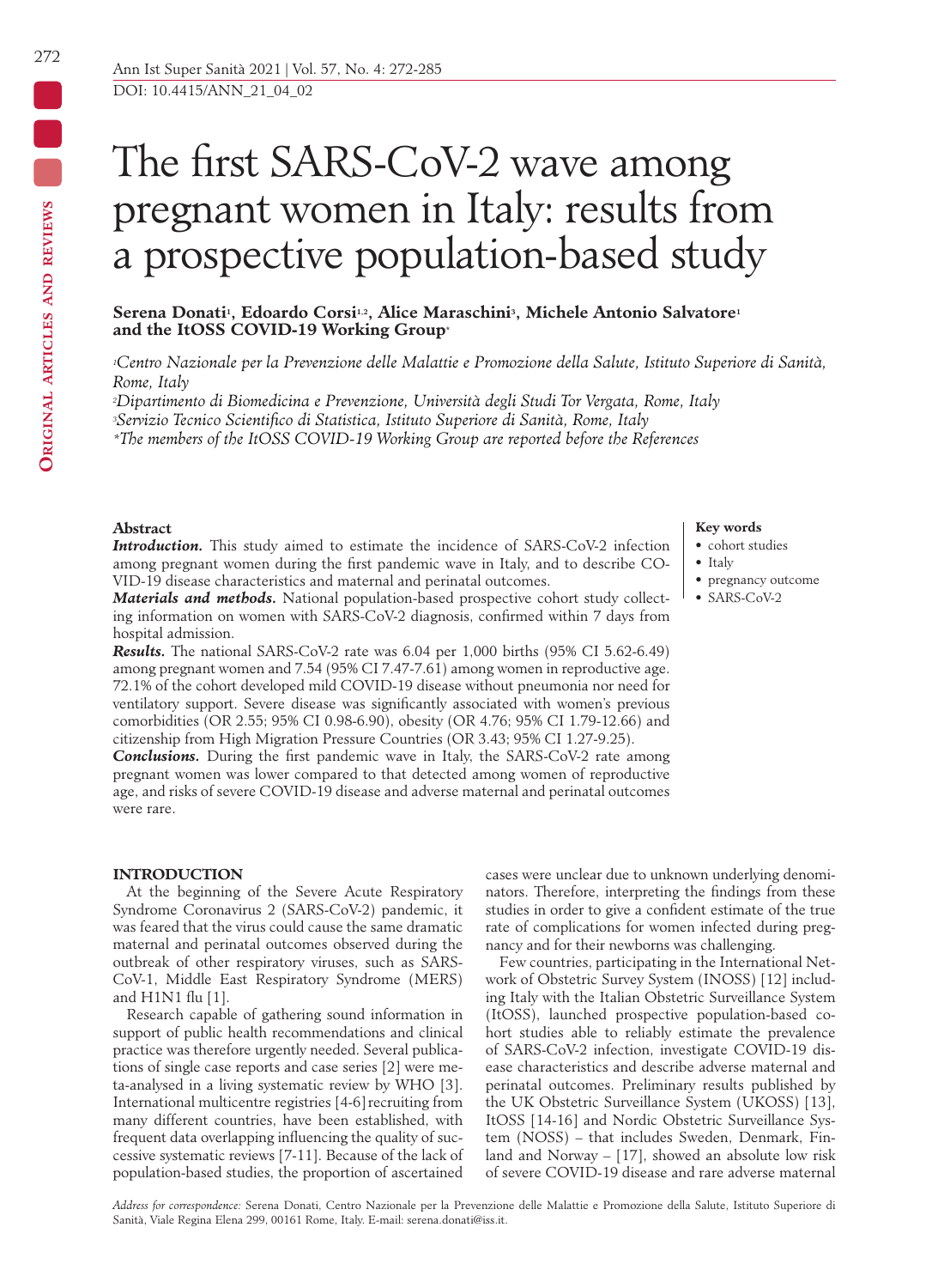DOI: 10.4415/ANN_21_04_02

# The first SARS-CoV-2 wave among pregnant women in Italy: results from a prospective population-based study

**Serena Donati[1], Edoardo Corsi[1,2], Alice Maraschini[3], Michele Antonio Salvatore[1] and the ItOSS COVID-19 Working Group***

*[1]Centro Nazionale per la Prevenzione delle Malattie e Promozione della Salute, Istituto Superiore di Sanità, Rome, Italy*
*[2]Dipartimento di Biomedicina e Prevenzione, Università degli Studi Tor Vergata, Rome, Italy*
*[3]Servizio Tecnico Scientifico di Statistica, Istituto Superiore di Sanità, Rome, Italy*
**The members of the ItOSS COVID-19 Working Group are reported before the References*

## Abstract

***Introduction.*** This study aimed to estimate the incidence of SARS-CoV-2 infection among pregnant women during the first pandemic wave in Italy, and to describe COVID-19 disease characteristics and maternal and perinatal outcomes.

***Materials and methods.*** National population-based prospective cohort study collecting information on women with SARS-CoV-2 diagnosis, confirmed within 7 days from hospital admission.

***Results.*** The national SARS-CoV-2 rate was 6.04 per 1,000 births (95% CI 5.62-6.49) among pregnant women and 7.54 (95% CI 7.47-7.61) among women in reproductive age. 72.1% of the cohort developed mild COVID-19 disease without pneumonia nor need for ventilatory support. Severe disease was significantly associated with women's previous comorbidities (OR 2.55; 95% CI 0.98-6.90), obesity (OR 4.76; 95% CI 1.79-12.66) and citizenship from High Migration Pressure Countries (OR 3.43; 95% CI 1.27-9.25).

***Conclusions.*** During the first pandemic wave in Italy, the SARS-CoV-2 rate among pregnant women was lower compared to that detected among women of reproductive age, and risks of severe COVID-19 disease and adverse maternal and perinatal outcomes were rare.

**Key words**

- cohort studies
- Italy
- pregnancy outcome
- SARS-CoV-2

## INTRODUCTION

At the beginning of the Severe Acute Respiratory Syndrome Coronavirus 2 (SARS-CoV-2) pandemic, it was feared that the virus could cause the same dramatic maternal and perinatal outcomes observed during the outbreak of other respiratory viruses, such as SARS-CoV-1, Middle East Respiratory Syndrome (MERS) and H1N1 flu [1].

Research capable of gathering sound information in support of public health recommendations and clinical practice was therefore urgently needed. Several publications of single case reports and case series [2] were meta-analysed in a living systematic review by WHO [3]. International multicentre registries [4-6] recruiting from many different countries, have been established, with frequent data overlapping influencing the quality of successive systematic reviews [7-11]. Because of the lack of population-based studies, the proportion of ascertained cases were unclear due to unknown underlying denominators. Therefore, interpreting the findings from these studies in order to give a confident estimate of the true rate of complications for women infected during pregnancy and for their newborns was challenging.

Few countries, participating in the International Network of Obstetric Survey System (INOSS) [12] including Italy with the Italian Obstetric Surveillance System (ItOSS), launched prospective population-based cohort studies able to reliably estimate the prevalence of SARS-CoV-2 infection, investigate COVID-19 disease characteristics and describe adverse maternal and perinatal outcomes. Preliminary results published by the UK Obstetric Surveillance System (UKOSS) [13], ItOSS [14-16] and Nordic Obstetric Surveillance System (NOSS) – that includes Sweden, Denmark, Finland and Norway – [17], showed an absolute low risk of severe COVID-19 disease and rare adverse maternal

*Address for correspondence:* Serena Donati, Centro Nazionale per la Prevenzione delle Malattie e Promozione della Salute, Istituto Superiore di Sanità, Viale Regina Elena 299, 00161 Rome, Italy. E-mail: serena.donati@iss.it.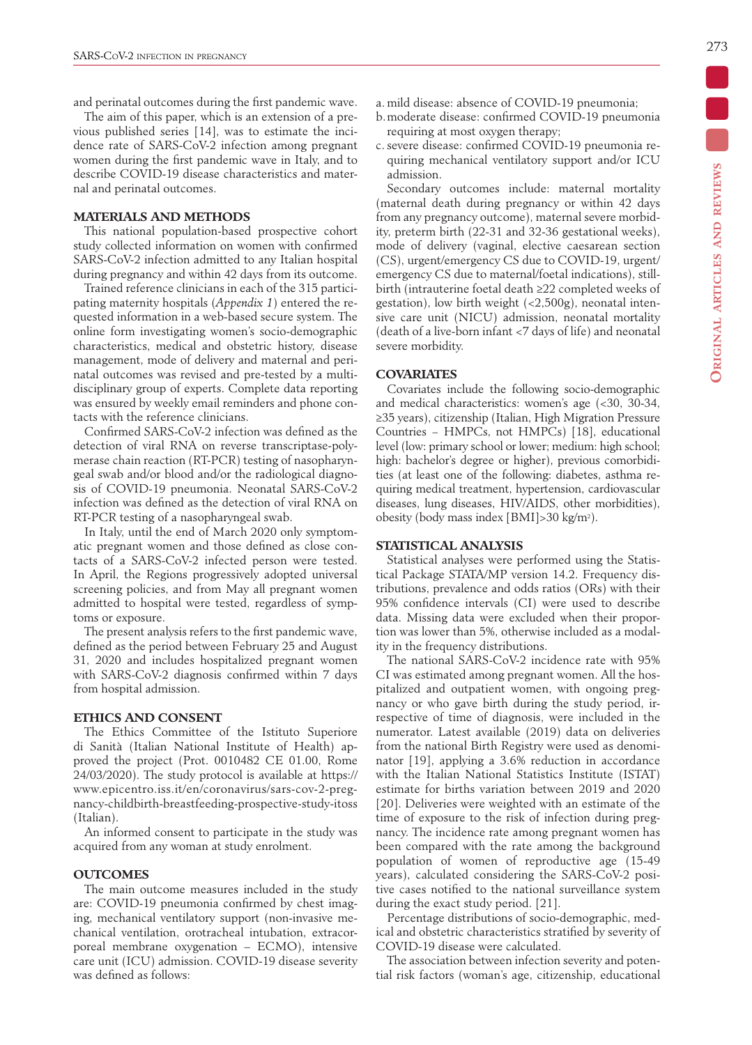and perinatal outcomes during the first pandemic wave.

The aim of this paper, which is an extension of a previous published series [14], was to estimate the incidence rate of SARS-CoV-2 infection among pregnant women during the first pandemic wave in Italy, and to describe COVID-19 disease characteristics and maternal and perinatal outcomes.

## MATERIALS AND METHODS

This national population-based prospective cohort study collected information on women with confirmed SARS-CoV-2 infection admitted to any Italian hospital during pregnancy and within 42 days from its outcome.

Trained reference clinicians in each of the 315 participating maternity hospitals (*Appendix 1*) entered the requested information in a web-based secure system. The online form investigating women's socio-demographic characteristics, medical and obstetric history, disease management, mode of delivery and maternal and perinatal outcomes was revised and pre-tested by a multidisciplinary group of experts. Complete data reporting was ensured by weekly email reminders and phone contacts with the reference clinicians.

Confirmed SARS-CoV-2 infection was defined as the detection of viral RNA on reverse transcriptase-polymerase chain reaction (RT-PCR) testing of nasopharyngeal swab and/or blood and/or the radiological diagnosis of COVID-19 pneumonia. Neonatal SARS-CoV-2 infection was defined as the detection of viral RNA on RT-PCR testing of a nasopharyngeal swab.

In Italy, until the end of March 2020 only symptomatic pregnant women and those defined as close contacts of a SARS-CoV-2 infected person were tested. In April, the Regions progressively adopted universal screening policies, and from May all pregnant women admitted to hospital were tested, regardless of symptoms or exposure.

The present analysis refers to the first pandemic wave, defined as the period between February 25 and August 31, 2020 and includes hospitalized pregnant women with SARS-CoV-2 diagnosis confirmed within 7 days from hospital admission.

## ETHICS AND CONSENT

The Ethics Committee of the Istituto Superiore di Sanità (Italian National Institute of Health) approved the project (Prot. 0010482 CE 01.00, Rome 24/03/2020). The study protocol is available at https://www.epicentro.iss.it/en/coronavirus/sars-cov-2-pregnancy-childbirth-breastfeeding-prospective-study-itoss (Italian).

An informed consent to participate in the study was acquired from any woman at study enrolment.

## OUTCOMES

The main outcome measures included in the study are: COVID-19 pneumonia confirmed by chest imaging, mechanical ventilatory support (non-invasive mechanical ventilation, orotracheal intubation, extracorporeal membrane oxygenation – ECMO), intensive care unit (ICU) admission. COVID-19 disease severity was defined as follows:

a. mild disease: absence of COVID-19 pneumonia;
b. moderate disease: confirmed COVID-19 pneumonia requiring at most oxygen therapy;
c. severe disease: confirmed COVID-19 pneumonia requiring mechanical ventilatory support and/or ICU admission.

Secondary outcomes include: maternal mortality (maternal death during pregnancy or within 42 days from any pregnancy outcome), maternal severe morbidity, preterm birth (22-31 and 32-36 gestational weeks), mode of delivery (vaginal, elective caesarean section (CS), urgent/emergency CS due to COVID-19, urgent/emergency CS due to maternal/foetal indications), stillbirth (intrauterine foetal death ≥22 completed weeks of gestation), low birth weight (<2,500g), neonatal intensive care unit (NICU) admission, neonatal mortality (death of a live-born infant <7 days of life) and neonatal severe morbidity.

## COVARIATES

Covariates include the following socio-demographic and medical characteristics: women's age (<30, 30-34, ≥35 years), citizenship (Italian, High Migration Pressure Countries – HMPCs, not HMPCs) [18], educational level (low: primary school or lower; medium: high school; high: bachelor's degree or higher), previous comorbidities (at least one of the following: diabetes, asthma requiring medical treatment, hypertension, cardiovascular diseases, lung diseases, HIV/AIDS, other morbidities), obesity (body mass index [BMI]>30 kg/m$^2$).

## STATISTICAL ANALYSIS

Statistical analyses were performed using the Statistical Package STATA/MP version 14.2. Frequency distributions, prevalence and odds ratios (ORs) with their 95% confidence intervals (CI) were used to describe data. Missing data were excluded when their proportion was lower than 5%, otherwise included as a modality in the frequency distributions.

The national SARS-CoV-2 incidence rate with 95% CI was estimated among pregnant women. All the hospitalized and outpatient women, with ongoing pregnancy or who gave birth during the study period, irrespective of time of diagnosis, were included in the numerator. Latest available (2019) data on deliveries from the national Birth Registry were used as denominator [19], applying a 3.6% reduction in accordance with the Italian National Statistics Institute (ISTAT) estimate for births variation between 2019 and 2020 [20]. Deliveries were weighted with an estimate of the time of exposure to the risk of infection during pregnancy. The incidence rate among pregnant women has been compared with the rate among the background population of women of reproductive age (15-49 years), calculated considering the SARS-CoV-2 positive cases notified to the national surveillance system during the exact study period. [21].

Percentage distributions of socio-demographic, medical and obstetric characteristics stratified by severity of COVID-19 disease were calculated.

The association between infection severity and potential risk factors (woman's age, citizenship, educational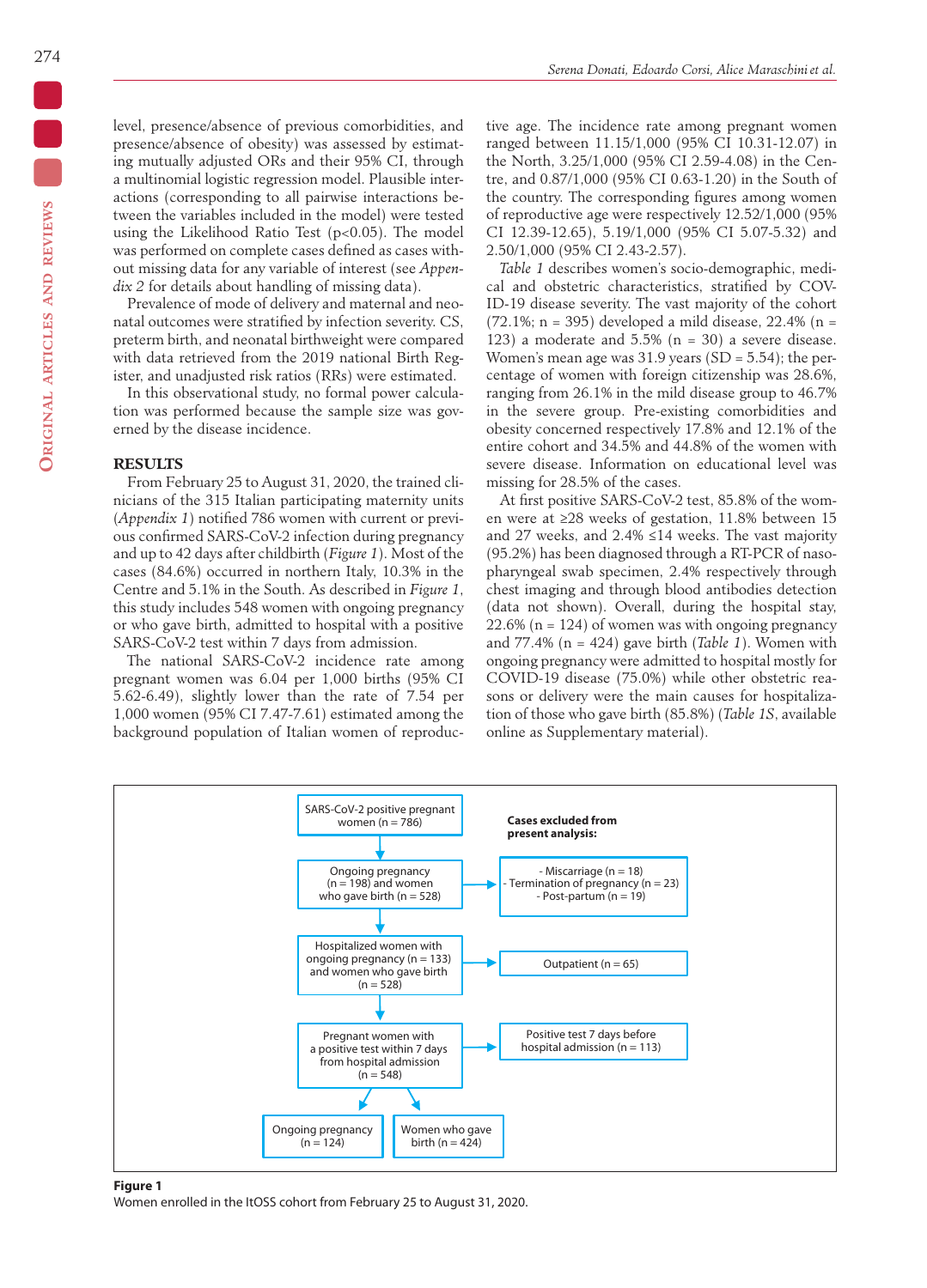level, presence/absence of previous comorbidities, and presence/absence of obesity) was assessed by estimating mutually adjusted ORs and their 95% CI, through a multinomial logistic regression model. Plausible interactions (corresponding to all pairwise interactions between the variables included in the model) were tested using the Likelihood Ratio Test ($p<0.05$). The model was performed on complete cases defined as cases without missing data for any variable of interest (see *Appendix 2* for details about handling of missing data).

Prevalence of mode of delivery and maternal and neonatal outcomes were stratified by infection severity. CS, preterm birth, and neonatal birthweight were compared with data retrieved from the 2019 national Birth Register, and unadjusted risk ratios (RRs) were estimated.

In this observational study, no formal power calculation was performed because the sample size was governed by the disease incidence.

## RESULTS

From February 25 to August 31, 2020, the trained clinicians of the 315 Italian participating maternity units (*Appendix 1*) notified 786 women with current or previous confirmed SARS-CoV-2 infection during pregnancy and up to 42 days after childbirth (*Figure 1*). Most of the cases (84.6%) occurred in northern Italy, 10.3% in the Centre and 5.1% in the South. As described in *Figure 1*, this study includes 548 women with ongoing pregnancy or who gave birth, admitted to hospital with a positive SARS-CoV-2 test within 7 days from admission.

The national SARS-CoV-2 incidence rate among pregnant women was 6.04 per 1,000 births (95% CI 5.62-6.49), slightly lower than the rate of 7.54 per 1,000 women (95% CI 7.47-7.61) estimated among the background population of Italian women of reproductive age. The incidence rate among pregnant women ranged between 11.15/1,000 (95% CI 10.31-12.07) in the North, 3.25/1,000 (95% CI 2.59-4.08) in the Centre, and 0.87/1,000 (95% CI 0.63-1.20) in the South of the country. The corresponding figures among women of reproductive age were respectively 12.52/1,000 (95% CI 12.39-12.65), 5.19/1,000 (95% CI 5.07-5.32) and 2.50/1,000 (95% CI 2.43-2.57).

*Table 1* describes women's socio-demographic, medical and obstetric characteristics, stratified by COVID-19 disease severity. The vast majority of the cohort (72.1%; n = 395) developed a mild disease, 22.4% (n = 123) a moderate and 5.5% (n = 30) a severe disease. Women's mean age was 31.9 years (SD = 5.54); the percentage of women with foreign citizenship was 28.6%, ranging from 26.1% in the mild disease group to 46.7% in the severe group. Pre-existing comorbidities and obesity concerned respectively 17.8% and 12.1% of the entire cohort and 34.5% and 44.8% of the women with severe disease. Information on educational level was missing for 28.5% of the cases.

At first positive SARS-CoV-2 test, 85.8% of the women were at ≥28 weeks of gestation, 11.8% between 15 and 27 weeks, and 2.4% ≤14 weeks. The vast majority (95.2%) has been diagnosed through a RT-PCR of nasopharyngeal swab specimen, 2.4% respectively through chest imaging and through blood antibodies detection (data not shown). Overall, during the hospital stay, 22.6% (n = 124) of women was with ongoing pregnancy and 77.4% (n = 424) gave birth (*Table 1*). Women with ongoing pregnancy were admitted to hospital mostly for COVID-19 disease (75.0%) while other obstetric reasons or delivery were the main causes for hospitalization of those who gave birth (85.8%) (*Table 1S*, available online as Supplementary material).

SARS-CoV-2 positive pregnant women (n = 786)
→ Ongoing pregnancy (n = 198) and women who gave birth (n = 528)
→ Hospitalized women with ongoing pregnancy (n = 133) and women who gave birth (n = 528)
→ Pregnant women with a positive test within 7 days from hospital admission (n = 548)
→ Ongoing pregnancy (n = 124); Women who gave birth (n = 424)

Cases excluded from present analysis:
- Miscarriage (n = 18)
- Termination of pregnancy (n = 23)
- Post-partum (n = 19)
- Outpatient (n = 65)
- Positive test 7 days before hospital admission (n = 113)

**Figure 1**
Women enrolled in the ItOSS cohort from February 25 to August 31, 2020.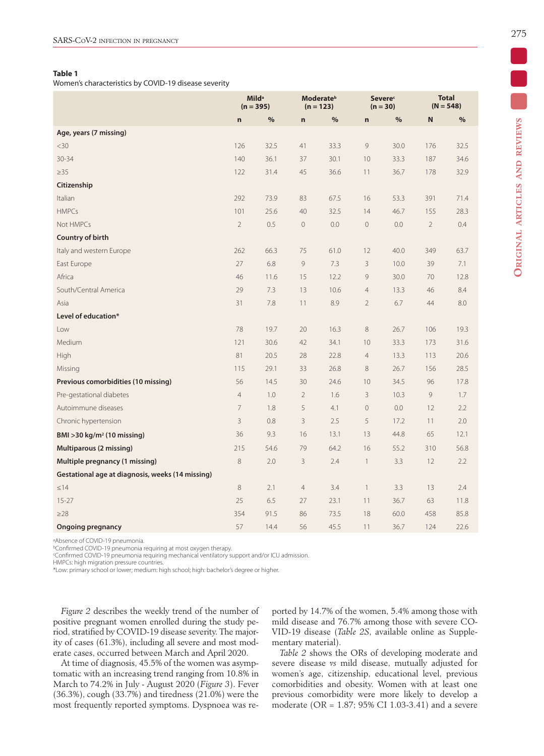**Table 1**
Women's characteristics by COVID-19 disease severity

| | Mild[a] (n = 395) | | Moderate[b] (n = 123) | | Severe[c] (n = 30) | | Total (N = 548) | |
|---|---|---|---|---|---|---|---|---|
| | n | % | n | % | n | % | N | % |
| **Age, years (7 missing)** | | | | | | | | |
| <30 | 126 | 32.5 | 41 | 33.3 | 9 | 30.0 | 176 | 32.5 |
| 30-34 | 140 | 36.1 | 37 | 30.1 | 10 | 33.3 | 187 | 34.6 |
| ≥35 | 122 | 31.4 | 45 | 36.6 | 11 | 36.7 | 178 | 32.9 |
| **Citizenship** | | | | | | | | |
| Italian | 292 | 73.9 | 83 | 67.5 | 16 | 53.3 | 391 | 71.4 |
| HMPCs | 101 | 25.6 | 40 | 32.5 | 14 | 46.7 | 155 | 28.3 |
| Not HMPCs | 2 | 0.5 | 0 | 0.0 | 0 | 0.0 | 2 | 0.4 |
| **Country of birth** | | | | | | | | |
| Italy and western Europe | 262 | 66.3 | 75 | 61.0 | 12 | 40.0 | 349 | 63.7 |
| East Europe | 27 | 6.8 | 9 | 7.3 | 3 | 10.0 | 39 | 7.1 |
| Africa | 46 | 11.6 | 15 | 12.2 | 9 | 30.0 | 70 | 12.8 |
| South/Central America | 29 | 7.3 | 13 | 10.6 | 4 | 13.3 | 46 | 8.4 |
| Asia | 31 | 7.8 | 11 | 8.9 | 2 | 6.7 | 44 | 8.0 |
| **Level of education*** | | | | | | | | |
| Low | 78 | 19.7 | 20 | 16.3 | 8 | 26.7 | 106 | 19.3 |
| Medium | 121 | 30.6 | 42 | 34.1 | 10 | 33.3 | 173 | 31.6 |
| High | 81 | 20.5 | 28 | 22.8 | 4 | 13.3 | 113 | 20.6 |
| Missing | 115 | 29.1 | 33 | 26.8 | 8 | 26.7 | 156 | 28.5 |
| **Previous comorbidities (10 missing)** | 56 | 14.5 | 30 | 24.6 | 10 | 34.5 | 96 | 17.8 |
| Pre-gestational diabetes | 4 | 1.0 | 2 | 1.6 | 3 | 10.3 | 9 | 1.7 |
| Autoimmune diseases | 7 | 1.8 | 5 | 4.1 | 0 | 0.0 | 12 | 2.2 |
| Chronic hypertension | 3 | 0.8 | 3 | 2.5 | 5 | 17.2 | 11 | 2.0 |
| **BMI >30 kg/m² (10 missing)** | 36 | 9.3 | 16 | 13.1 | 13 | 44.8 | 65 | 12.1 |
| **Multiparous (2 missing)** | 215 | 54.6 | 79 | 64.2 | 16 | 55.2 | 310 | 56.8 |
| **Multiple pregnancy (1 missing)** | 8 | 2.0 | 3 | 2.4 | 1 | 3.3 | 12 | 2.2 |
| **Gestational age at diagnosis, weeks (14 missing)** | | | | | | | | |
| ≤14 | 8 | 2.1 | 4 | 3.4 | 1 | 3.3 | 13 | 2.4 |
| 15-27 | 25 | 6.5 | 27 | 23.1 | 11 | 36.7 | 63 | 11.8 |
| ≥28 | 354 | 91.5 | 86 | 73.5 | 18 | 60.0 | 458 | 85.8 |
| **Ongoing pregnancy** | 57 | 14.4 | 56 | 45.5 | 11 | 36.7 | 124 | 22.6 |

[a]Absence of COVID-19 pneumonia.
[b]Confirmed COVID-19 pneumonia requiring at most oxygen therapy.
[c]Confirmed COVID-19 pneumonia requiring mechanical ventilatory support and/or ICU admission.
HMPCs: high migration pressure countries.
*Low: primary school or lower; medium: high school; high: bachelor's degree or higher.

*Figure 2* describes the weekly trend of the number of positive pregnant women enrolled during the study period, stratified by COVID-19 disease severity. The majority of cases (61.3%), including all severe and most moderate cases, occurred between March and April 2020.

At time of diagnosis, 45.5% of the women was asymptomatic with an increasing trend ranging from 10.8% in March to 74.2% in July - August 2020 (*Figure 3*). Fever (36.3%), cough (33.7%) and tiredness (21.0%) were the most frequently reported symptoms. Dyspnoea was reported by 14.7% of the women, 5.4% among those with mild disease and 76.7% among those with severe COVID-19 disease (*Table 2S*, available online as Supplementary material).

*Table 2* shows the ORs of developing moderate and severe disease *vs* mild disease, mutually adjusted for women's age, citizenship, educational level, previous comorbidities and obesity. Women with at least one previous comorbidity were more likely to develop a moderate (OR = 1.87; 95% CI 1.03-3.41) and a severe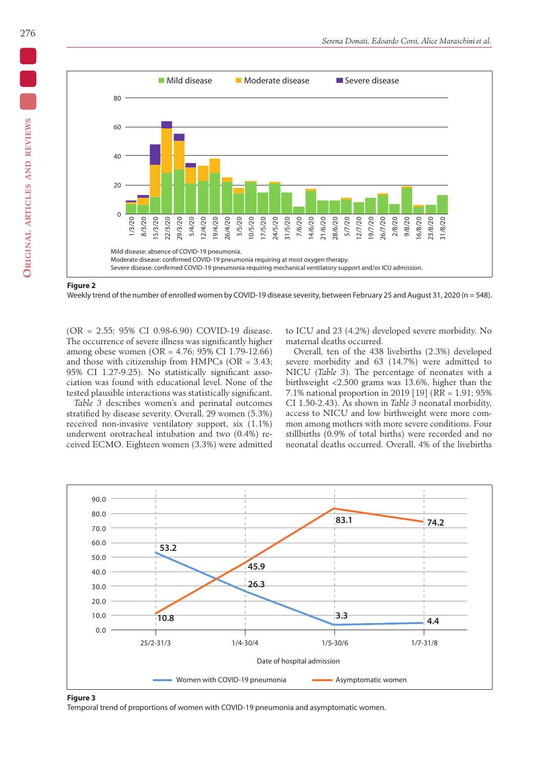Mild disease: absence of COVID-19 pneumonia.
Moderate disease: confirmed COVID-19 pneumonia requiring at most oxygen therapy.
Severe disease: confirmed COVID-19 pneumonia requiring mechanical ventilatory support and/or ICU admission.

**Figure 2**
Weekly trend of the number of enrolled women by COVID-19 disease severity, between February 25 and August 31, 2020 (n = 548).

(OR = 2.55; 95% CI 0.98-6.90) COVID-19 disease. The occurrence of severe illness was significantly higher among obese women (OR = 4.76; 95% CI 1.79-12.66) and those with citizenship from HMPCs (OR = 3.43; 95% CI 1.27-9.25). No statistically significant association was found with educational level. None of the tested plausible interactions was statistically significant.

*Table 3* describes women's and perinatal outcomes stratified by disease severity. Overall, 29 women (5.3%) received non-invasive ventilatory support, six (1.1%) underwent orotracheal intubation and two (0.4%) received ECMO. Eighteen women (3.3%) were admitted to ICU and 23 (4.2%) developed severe morbidity. No maternal deaths occurred.

Overall, ten of the 438 livebirths (2.3%) developed severe morbidity and 63 (14.7%) were admitted to NICU (*Table 3*). The percentage of neonates with a birthweight <2,500 grams was 13.6%, higher than the 7.1% national proportion in 2019 [19] (RR = 1.91; 95% CI 1.50-2.43). As shown in *Table 3* neonatal morbidity, access to NICU and low birthweight were more common among mothers with more severe conditions. Four stillbirths (0.9% of total births) were recorded and no neonatal deaths occurred. Overall, 4% of the livebirths

**Figure 3**
Temporal trend of proportions of women with COVID-19 pneumonia and asymptomatic women.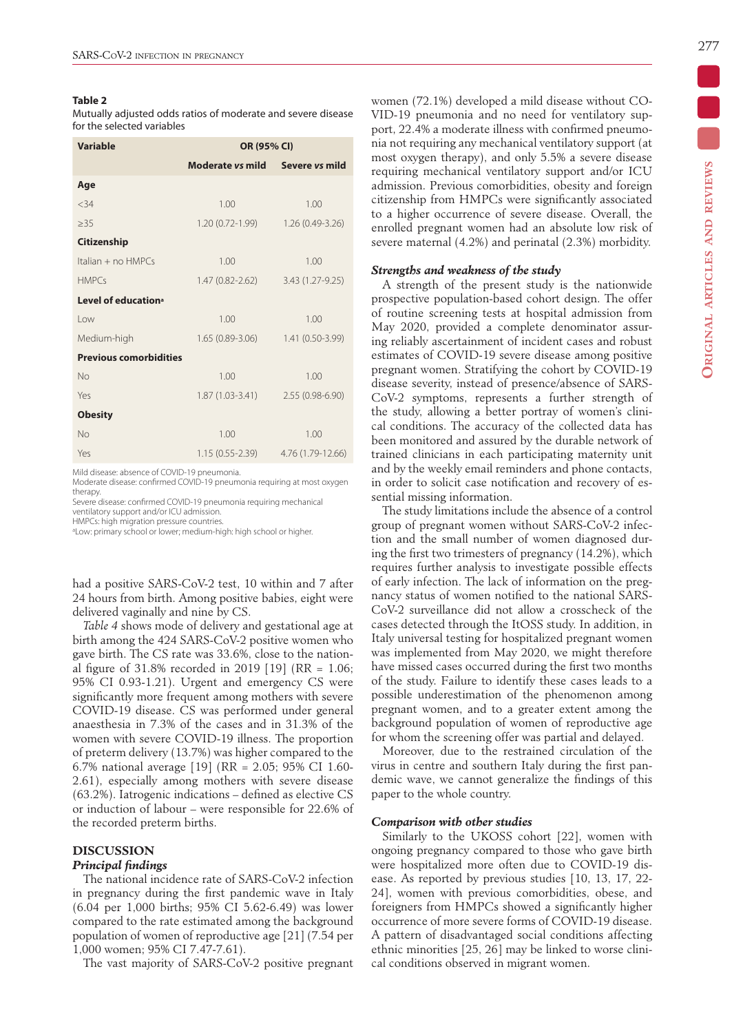**Table 2**
Mutually adjusted odds ratios of moderate and severe disease for the selected variables

| Variable | OR (95% CI) | |
|---|---|---|
| | Moderate *vs* mild | Severe *vs* mild |
| **Age** | | |
| <34 | 1.00 | 1.00 |
| ≥35 | 1.20 (0.72-1.99) | 1.26 (0.49-3.26) |
| **Citizenship** | | |
| Italian + no HMPCs | 1.00 | 1.00 |
| HMPCs | 1.47 (0.82-2.62) | 3.43 (1.27-9.25) |
| **Level of education**[a] | | |
| Low | 1.00 | 1.00 |
| Medium-high | 1.65 (0.89-3.06) | 1.41 (0.50-3.99) |
| **Previous comorbidities** | | |
| No | 1.00 | 1.00 |
| Yes | 1.87 (1.03-3.41) | 2.55 (0.98-6.90) |
| **Obesity** | | |
| No | 1.00 | 1.00 |
| Yes | 1.15 (0.55-2.39) | 4.76 (1.79-12.66) |

Mild disease: absence of COVID-19 pneumonia.
Moderate disease: confirmed COVID-19 pneumonia requiring at most oxygen therapy.
Severe disease: confirmed COVID-19 pneumonia requiring mechanical ventilatory support and/or ICU admission.
HMPCs: high migration pressure countries.
[a]Low: primary school or lower; medium-high: high school or higher.

had a positive SARS-CoV-2 test, 10 within and 7 after 24 hours from birth. Among positive babies, eight were delivered vaginally and nine by CS.

*Table 4* shows mode of delivery and gestational age at birth among the 424 SARS-CoV-2 positive women who gave birth. The CS rate was 33.6%, close to the national figure of 31.8% recorded in 2019 [19] (RR = 1.06; 95% CI 0.93-1.21). Urgent and emergency CS were significantly more frequent among mothers with severe COVID-19 disease. CS was performed under general anaesthesia in 7.3% of the cases and in 31.3% of the women with severe COVID-19 illness. The proportion of preterm delivery (13.7%) was higher compared to the 6.7% national average [19] (RR = 2.05; 95% CI 1.60-2.61), especially among mothers with severe disease (63.2%). Iatrogenic indications – defined as elective CS or induction of labour – were responsible for 22.6% of the recorded preterm births.

## DISCUSSION

### *Principal findings*

The national incidence rate of SARS-CoV-2 infection in pregnancy during the first pandemic wave in Italy (6.04 per 1,000 births; 95% CI 5.62-6.49) was lower compared to the rate estimated among the background population of women of reproductive age [21] (7.54 per 1,000 women; 95% CI 7.47-7.61).

The vast majority of SARS-CoV-2 positive pregnant women (72.1%) developed a mild disease without COVID-19 pneumonia and no need for ventilatory support, 22.4% a moderate illness with confirmed pneumonia not requiring any mechanical ventilatory support (at most oxygen therapy), and only 5.5% a severe disease requiring mechanical ventilatory support and/or ICU admission. Previous comorbidities, obesity and foreign citizenship from HMPCs were significantly associated to a higher occurrence of severe disease. Overall, the enrolled pregnant women had an absolute low risk of severe maternal (4.2%) and perinatal (2.3%) morbidity.

### *Strengths and weakness of the study*

A strength of the present study is the nationwide prospective population-based cohort design. The offer of routine screening tests at hospital admission from May 2020, provided a complete denominator assuring reliably ascertainment of incident cases and robust estimates of COVID-19 severe disease among positive pregnant women. Stratifying the cohort by COVID-19 disease severity, instead of presence/absence of SARS-CoV-2 symptoms, represents a further strength of the study, allowing a better portray of women's clinical conditions. The accuracy of the collected data has been monitored and assured by the durable network of trained clinicians in each participating maternity unit and by the weekly email reminders and phone contacts, in order to solicit case notification and recovery of essential missing information.

The study limitations include the absence of a control group of pregnant women without SARS-CoV-2 infection and the small number of women diagnosed during the first two trimesters of pregnancy (14.2%), which requires further analysis to investigate possible effects of early infection. The lack of information on the pregnancy status of women notified to the national SARS-CoV-2 surveillance did not allow a crosscheck of the cases detected through the ItOSS study. In addition, in Italy universal testing for hospitalized pregnant women was implemented from May 2020, we might therefore have missed cases occurred during the first two months of the study. Failure to identify these cases leads to a possible underestimation of the phenomenon among pregnant women, and to a greater extent among the background population of women of reproductive age for whom the screening offer was partial and delayed.

Moreover, due to the restrained circulation of the virus in centre and southern Italy during the first pandemic wave, we cannot generalize the findings of this paper to the whole country.

### *Comparison with other studies*

Similarly to the UKOSS cohort [22], women with ongoing pregnancy compared to those who gave birth were hospitalized more often due to COVID-19 disease. As reported by previous studies [10, 13, 17, 22-24], women with previous comorbidities, obese, and foreigners from HMPCs showed a significantly higher occurrence of more severe forms of COVID-19 disease. A pattern of disadvantaged social conditions affecting ethnic minorities [25, 26] may be linked to worse clinical conditions observed in migrant women.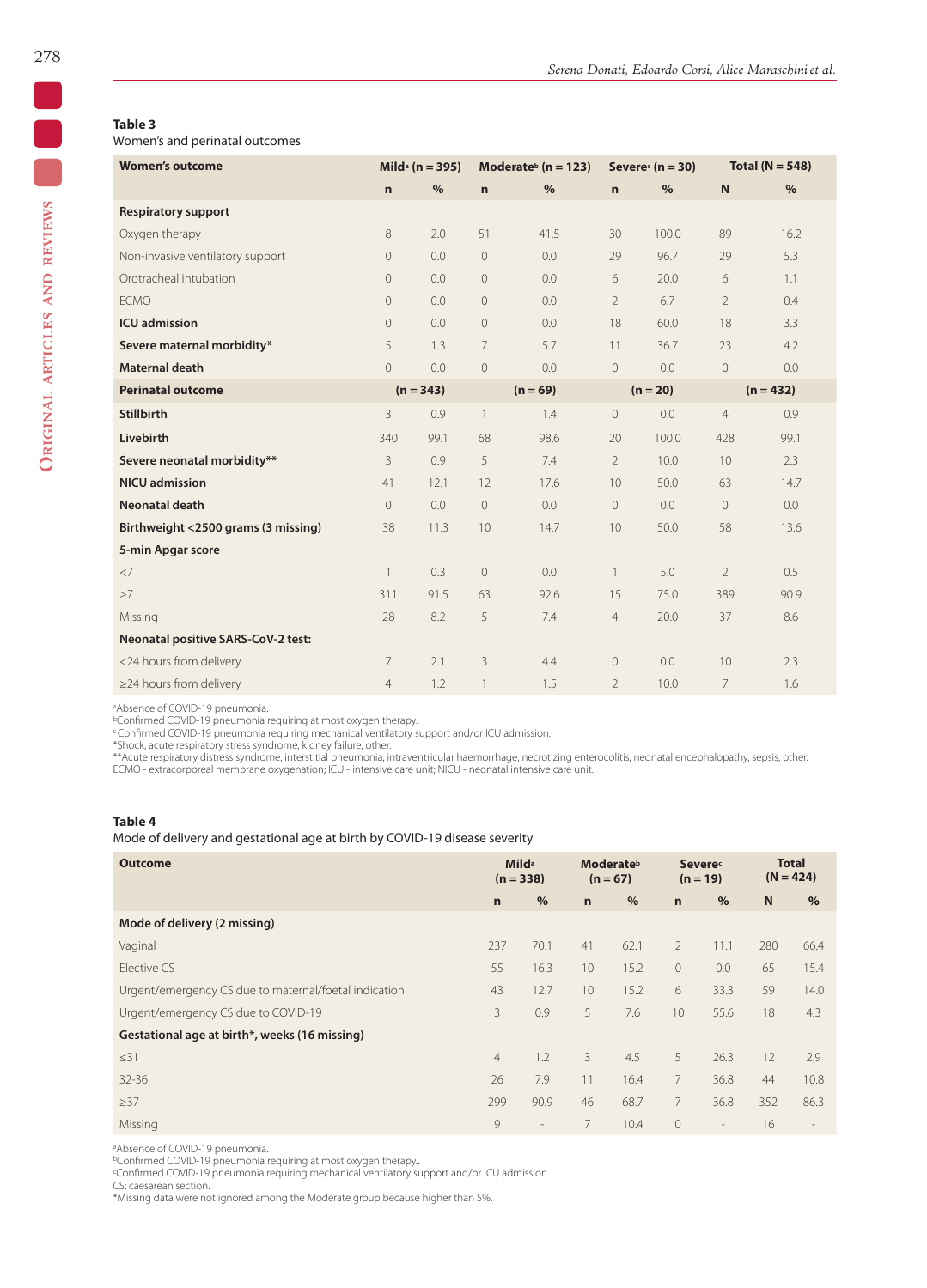**Table 3**
Women's and perinatal outcomes

| Women's outcome | Mild[a] (n = 395) | | Moderate[b] (n = 123) | | Severe[c] (n = 30) | | Total (N = 548) | |
|---|---|---|---|---|---|---|---|---|
| | n | % | n | % | n | % | N | % |
| **Respiratory support** | | | | | | | | |
| Oxygen therapy | 8 | 2.0 | 51 | 41.5 | 30 | 100.0 | 89 | 16.2 |
| Non-invasive ventilatory support | 0 | 0.0 | 0 | 0.0 | 29 | 96.7 | 29 | 5.3 |
| Orotracheal intubation | 0 | 0.0 | 0 | 0.0 | 6 | 20.0 | 6 | 1.1 |
| ECMO | 0 | 0.0 | 0 | 0.0 | 2 | 6.7 | 2 | 0.4 |
| **ICU admission** | 0 | 0.0 | 0 | 0.0 | 18 | 60.0 | 18 | 3.3 |
| **Severe maternal morbidity*** | 5 | 1.3 | 7 | 5.7 | 11 | 36.7 | 23 | 4.2 |
| **Maternal death** | 0 | 0.0 | 0 | 0.0 | 0 | 0.0 | 0 | 0.0 |
| **Perinatal outcome** | (n = 343) | | (n = 69) | | (n = 20) | | (n = 432) | |
| **Stillbirth** | 3 | 0.9 | 1 | 1.4 | 0 | 0.0 | 4 | 0.9 |
| **Livebirth** | 340 | 99.1 | 68 | 98.6 | 20 | 100.0 | 428 | 99.1 |
| **Severe neonatal morbidity**** | 3 | 0.9 | 5 | 7.4 | 2 | 10.0 | 10 | 2.3 |
| **NICU admission** | 41 | 12.1 | 12 | 17.6 | 10 | 50.0 | 63 | 14.7 |
| **Neonatal death** | 0 | 0.0 | 0 | 0.0 | 0 | 0.0 | 0 | 0.0 |
| **Birthweight <2500 grams (3 missing)** | 38 | 11.3 | 10 | 14.7 | 10 | 50.0 | 58 | 13.6 |
| **5-min Apgar score** | | | | | | | | |
| <7 | 1 | 0.3 | 0 | 0.0 | 1 | 5.0 | 2 | 0.5 |
| ≥7 | 311 | 91.5 | 63 | 92.6 | 15 | 75.0 | 389 | 90.9 |
| Missing | 28 | 8.2 | 5 | 7.4 | 4 | 20.0 | 37 | 8.6 |
| **Neonatal positive SARS-CoV-2 test:** | | | | | | | | |
| <24 hours from delivery | 7 | 2.1 | 3 | 4.4 | 0 | 0.0 | 10 | 2.3 |
| ≥24 hours from delivery | 4 | 1.2 | 1 | 1.5 | 2 | 10.0 | 7 | 1.6 |

[a]Absence of COVID-19 pneumonia.
[b]Confirmed COVID-19 pneumonia requiring at most oxygen therapy.
[c]Confirmed COVID-19 pneumonia requiring mechanical ventilatory support and/or ICU admission.
*Shock, acute respiratory stress syndrome, kidney failure, other.
**Acute respiratory distress syndrome, interstitial pneumonia, intraventricular haemorrhage, necrotizing enterocolitis, neonatal encephalopathy, sepsis, other.
ECMO - extracorporeal membrane oxygenation; ICU - intensive care unit; NICU - neonatal intensive care unit.

**Table 4**
Mode of delivery and gestational age at birth by COVID-19 disease severity

| Outcome | Mild[a] (n = 338) | | Moderate[b] (n = 67) | | Severe[c] (n = 19) | | Total (N = 424) | |
|---|---|---|---|---|---|---|---|---|
| | n | % | n | % | n | % | N | % |
| **Mode of delivery (2 missing)** | | | | | | | | |
| Vaginal | 237 | 70.1 | 41 | 62.1 | 2 | 11.1 | 280 | 66.4 |
| Elective CS | 55 | 16.3 | 10 | 15.2 | 0 | 0.0 | 65 | 15.4 |
| Urgent/emergency CS due to maternal/foetal indication | 43 | 12.7 | 10 | 15.2 | 6 | 33.3 | 59 | 14.0 |
| Urgent/emergency CS due to COVID-19 | 3 | 0.9 | 5 | 7.6 | 10 | 55.6 | 18 | 4.3 |
| **Gestational age at birth*, weeks (16 missing)** | | | | | | | | |
| ≤31 | 4 | 1.2 | 3 | 4.5 | 5 | 26.3 | 12 | 2.9 |
| 32-36 | 26 | 7.9 | 11 | 16.4 | 7 | 36.8 | 44 | 10.8 |
| ≥37 | 299 | 90.9 | 46 | 68.7 | 7 | 36.8 | 352 | 86.3 |
| Missing | 9 | - | 7 | 10.4 | 0 | - | 16 | - |

[a]Absence of COVID-19 pneumonia.
[b]Confirmed COVID-19 pneumonia requiring at most oxygen therapy..
[c]Confirmed COVID-19 pneumonia requiring mechanical ventilatory support and/or ICU admission.
CS: caesarean section.
*Missing data were not ignored among the Moderate group because higher than 5%.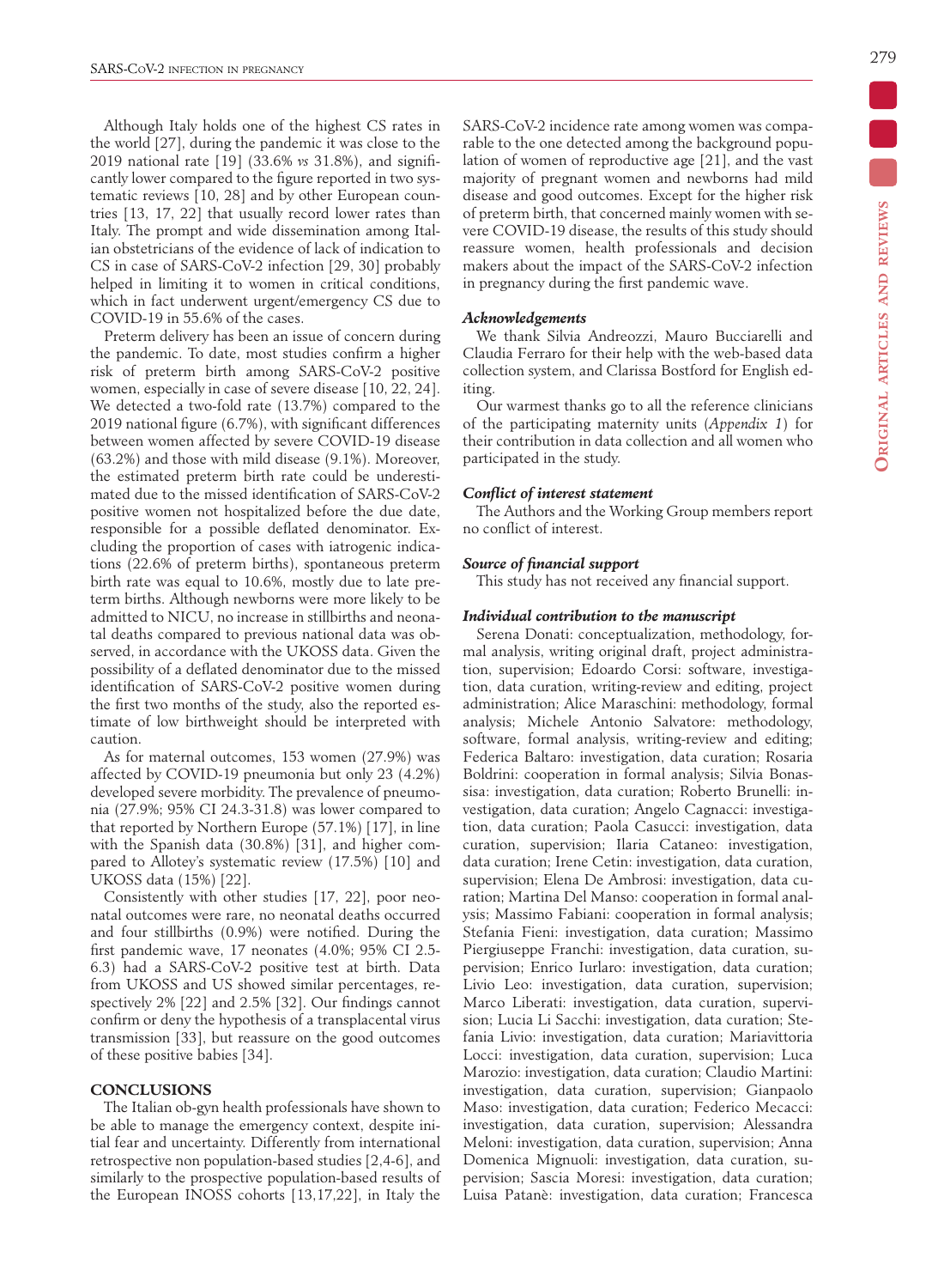Although Italy holds one of the highest CS rates in the world [27], during the pandemic it was close to the 2019 national rate [19] (33.6% *vs* 31.8%), and significantly lower compared to the figure reported in two systematic reviews [10, 28] and by other European countries [13, 17, 22] that usually record lower rates than Italy. The prompt and wide dissemination among Italian obstetricians of the evidence of lack of indication to CS in case of SARS-CoV-2 infection [29, 30] probably helped in limiting it to women in critical conditions, which in fact underwent urgent/emergency CS due to COVID-19 in 55.6% of the cases.

Preterm delivery has been an issue of concern during the pandemic. To date, most studies confirm a higher risk of preterm birth among SARS-CoV-2 positive women, especially in case of severe disease [10, 22, 24]. We detected a two-fold rate (13.7%) compared to the 2019 national figure (6.7%), with significant differences between women affected by severe COVID-19 disease (63.2%) and those with mild disease (9.1%). Moreover, the estimated preterm birth rate could be underestimated due to the missed identification of SARS-CoV-2 positive women not hospitalized before the due date, responsible for a possible deflated denominator. Excluding the proportion of cases with iatrogenic indications (22.6% of preterm births), spontaneous preterm birth rate was equal to 10.6%, mostly due to late preterm births. Although newborns were more likely to be admitted to NICU, no increase in stillbirths and neonatal deaths compared to previous national data was observed, in accordance with the UKOSS data. Given the possibility of a deflated denominator due to the missed identification of SARS-CoV-2 positive women during the first two months of the study, also the reported estimate of low birthweight should be interpreted with caution.

As for maternal outcomes, 153 women (27.9%) was affected by COVID-19 pneumonia but only 23 (4.2%) developed severe morbidity. The prevalence of pneumonia (27.9%; 95% CI 24.3-31.8) was lower compared to that reported by Northern Europe (57.1%) [17], in line with the Spanish data (30.8%) [31], and higher compared to Allotey's systematic review (17.5%) [10] and UKOSS data (15%) [22].

Consistently with other studies [17, 22], poor neonatal outcomes were rare, no neonatal deaths occurred and four stillbirths (0.9%) were notified. During the first pandemic wave, 17 neonates (4.0%; 95% CI 2.5-6.3) had a SARS-CoV-2 positive test at birth. Data from UKOSS and US showed similar percentages, respectively 2% [22] and 2.5% [32]. Our findings cannot confirm or deny the hypothesis of a transplacental virus transmission [33], but reassure on the good outcomes of these positive babies [34].

## CONCLUSIONS

The Italian ob-gyn health professionals have shown to be able to manage the emergency context, despite initial fear and uncertainty. Differently from international retrospective non population-based studies [2,4-6], and similarly to the prospective population-based results of the European INOSS cohorts [13,17,22], in Italy the SARS-CoV-2 incidence rate among women was comparable to the one detected among the background population of women of reproductive age [21], and the vast majority of pregnant women and newborns had mild disease and good outcomes. Except for the higher risk of preterm birth, that concerned mainly women with severe COVID-19 disease, the results of this study should reassure women, health professionals and decision makers about the impact of the SARS-CoV-2 infection in pregnancy during the first pandemic wave.

### *Acknowledgements*

We thank Silvia Andreozzi, Mauro Bucciarelli and Claudia Ferraro for their help with the web-based data collection system, and Clarissa Bostford for English editing.

Our warmest thanks go to all the reference clinicians of the participating maternity units (*Appendix 1*) for their contribution in data collection and all women who participated in the study.

### *Conflict of interest statement*

The Authors and the Working Group members report no conflict of interest.

### *Source of financial support*

This study has not received any financial support.

### *Individual contribution to the manuscript*

Serena Donati: conceptualization, methodology, formal analysis, writing original draft, project administration, supervision; Edoardo Corsi: software, investigation, data curation, writing-review and editing, project administration; Alice Maraschini: methodology, formal analysis; Michele Antonio Salvatore: methodology, software, formal analysis, writing-review and editing; Federica Baltaro: investigation, data curation; Rosaria Boldrini: cooperation in formal analysis; Silvia Bonassisa: investigation, data curation; Roberto Brunelli: investigation, data curation; Angelo Cagnacci: investigation, data curation; Paola Casucci: investigation, data curation, supervision; Ilaria Cataneo: investigation, data curation; Irene Cetin: investigation, data curation, supervision; Elena De Ambrosi: investigation, data curation; Martina Del Manso: cooperation in formal analysis; Massimo Fabiani: cooperation in formal analysis; Stefania Fieni: investigation, data curation; Massimo Piergiuseppe Franchi: investigation, data curation, supervision; Enrico Iurlaro: investigation, data curation; Livio Leo: investigation, data curation, supervision; Marco Liberati: investigation, data curation, supervision; Lucia Li Sacchi: investigation, data curation; Stefania Livio: investigation, data curation; Mariavittoria Locci: investigation, data curation, supervision; Luca Marozio: investigation, data curation; Claudio Martini: investigation, data curation, supervision; Gianpaolo Maso: investigation, data curation; Federico Mecacci: investigation, data curation, supervision; Alessandra Meloni: investigation, data curation, supervision; Anna Domenica Mignuoli: investigation, data curation, supervision; Sascia Moresi: investigation, data curation; Luisa Patanè: investigation, data curation; Francesca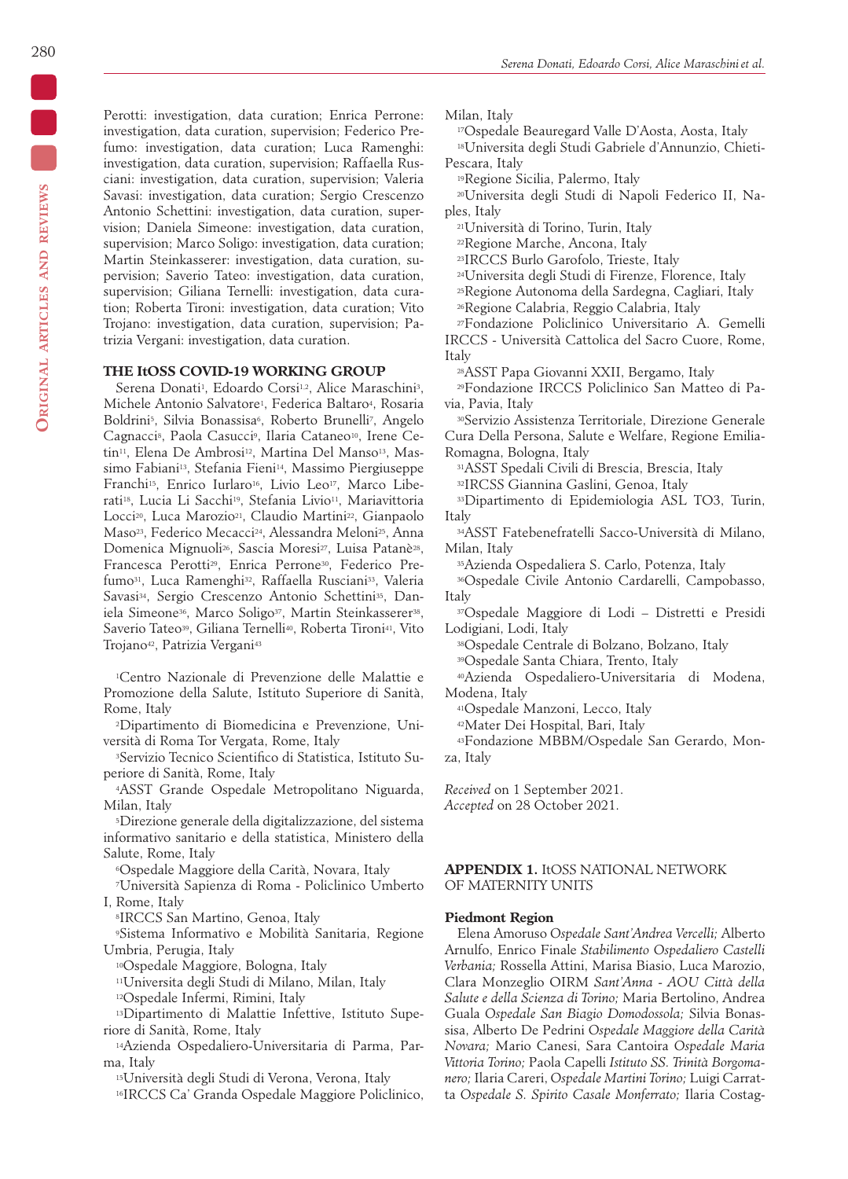Perotti: investigation, data curation; Enrica Perrone: investigation, data curation, supervision; Federico Prefumo: investigation, data curation; Luca Ramenghi: investigation, data curation, supervision; Raffaella Rusciani: investigation, data curation, supervision; Valeria Savasi: investigation, data curation; Sergio Crescenzo Antonio Schettini: investigation, data curation, supervision; Daniela Simeone: investigation, data curation, supervision; Marco Soligo: investigation, data curation; Martin Steinkasserer: investigation, data curation, supervision; Saverio Tateo: investigation, data curation, supervision; Giliana Ternelli: investigation, data curation; Roberta Tironi: investigation, data curation; Vito Trojano: investigation, data curation, supervision; Patrizia Vergani: investigation, data curation.

### THE ItOSS COVID-19 WORKING GROUP

Serena Donati[1], Edoardo Corsi[1,2], Alice Maraschini[3], Michele Antonio Salvatore[1], Federica Baltaro[4], Rosaria Boldrini[5], Silvia Bonassisa[6], Roberto Brunelli[7], Angelo Cagnacci[8], Paola Casucci[9], Ilaria Cataneo[10], Irene Cetin[11], Elena De Ambrosi[12], Martina Del Manso[13], Massimo Fabiani[13], Stefania Fieni[14], Massimo Piergiuseppe Franchi[15], Enrico Iurlaro[16], Livio Leo[17], Marco Liberati[18], Lucia Li Sacchi[19], Stefania Livio[11], Mariavittoria Locci[20], Luca Marozio[21], Claudio Martini[22], Gianpaolo Maso[23], Federico Mecacci[24], Alessandra Meloni[25], Anna Domenica Mignuoli[26], Sascia Moresi[27], Luisa Patanè[28], Francesca Perotti[29], Enrica Perrone[30], Federico Prefumo[31], Luca Ramenghi[32], Raffaella Rusciani[33], Valeria Savasi[34], Sergio Crescenzo Antonio Schettini[35], Daniela Simeone[36], Marco Soligo[37], Martin Steinkasserer[38], Saverio Tateo[39], Giliana Ternelli[40], Roberta Tironi[41], Vito Trojano[42], Patrizia Vergani[43]

[1]Centro Nazionale di Prevenzione delle Malattie e Promozione della Salute, Istituto Superiore di Sanità, Rome, Italy
[2]Dipartimento di Biomedicina e Prevenzione, Università di Roma Tor Vergata, Rome, Italy
[3]Servizio Tecnico Scientifico di Statistica, Istituto Superiore di Sanità, Rome, Italy
[4]ASST Grande Ospedale Metropolitano Niguarda, Milan, Italy
[5]Direzione generale della digitalizzazione, del sistema informativo sanitario e della statistica, Ministero della Salute, Rome, Italy
[6]Ospedale Maggiore della Carità, Novara, Italy
[7]Università Sapienza di Roma - Policlinico Umberto I, Rome, Italy
[8]IRCCS San Martino, Genoa, Italy
[9]Sistema Informativo e Mobilità Sanitaria, Regione Umbria, Perugia, Italy
[10]Ospedale Maggiore, Bologna, Italy
[11]Universita degli Studi di Milano, Milan, Italy
[12]Ospedale Infermi, Rimini, Italy
[13]Dipartimento di Malattie Infettive, Istituto Superiore di Sanità, Rome, Italy
[14]Azienda Ospedaliero-Universitaria di Parma, Parma, Italy
[15]Università degli Studi di Verona, Verona, Italy
[16]IRCCS Ca' Granda Ospedale Maggiore Policlinico, Milan, Italy
[17]Ospedale Beauregard Valle D'Aosta, Aosta, Italy
[18]Universita degli Studi Gabriele d'Annunzio, Chieti-Pescara, Italy
[19]Regione Sicilia, Palermo, Italy
[20]Universita degli Studi di Napoli Federico II, Naples, Italy
[21]Università di Torino, Turin, Italy
[22]Regione Marche, Ancona, Italy
[23]IRCCS Burlo Garofolo, Trieste, Italy
[24]Universita degli Studi di Firenze, Florence, Italy
[25]Regione Autonoma della Sardegna, Cagliari, Italy
[26]Regione Calabria, Reggio Calabria, Italy
[27]Fondazione Policlinico Universitario A. Gemelli IRCCS - Università Cattolica del Sacro Cuore, Rome, Italy
[28]ASST Papa Giovanni XXII, Bergamo, Italy
[29]Fondazione IRCCS Policlinico San Matteo di Pavia, Pavia, Italy
[30]Servizio Assistenza Territoriale, Direzione Generale Cura Della Persona, Salute e Welfare, Regione Emilia-Romagna, Bologna, Italy
[31]ASST Spedali Civili di Brescia, Brescia, Italy
[32]IRCSS Giannina Gaslini, Genoa, Italy
[33]Dipartimento di Epidemiologia ASL TO3, Turin, Italy
[34]ASST Fatebenefratelli Sacco-Università di Milano, Milan, Italy
[35]Azienda Ospedaliera S. Carlo, Potenza, Italy
[36]Ospedale Civile Antonio Cardarelli, Campobasso, Italy
[37]Ospedale Maggiore di Lodi – Distretti e Presidi Lodigiani, Lodi, Italy
[38]Ospedale Centrale di Bolzano, Bolzano, Italy
[39]Ospedale Santa Chiara, Trento, Italy
[40]Azienda Ospedaliero-Universitaria di Modena, Modena, Italy
[41]Ospedale Manzoni, Lecco, Italy
[42]Mater Dei Hospital, Bari, Italy
[43]Fondazione MBBM/Ospedale San Gerardo, Monza, Italy

*Received* on 1 September 2021.
*Accepted* on 28 October 2021.

## APPENDIX 1. ItOSS NATIONAL NETWORK OF MATERNITY UNITS

### Piedmont Region

Elena Amoruso *Ospedale Sant'Andrea Vercelli;* Alberto Arnulfo, Enrico Finale *Stabilimento Ospedaliero Castelli Verbania;* Rossella Attini, Marisa Biasio, Luca Marozio, Clara Monzeglio OIRM *Sant'Anna - AOU Città della Salute e della Scienza di Torino;* Maria Bertolino, Andrea Guala *Ospedale San Biagio Domodossola;* Silvia Bonassisa, Alberto De Pedrini *Ospedale Maggiore della Carità Novara;* Mario Canesi, Sara Cantoira *Ospedale Maria Vittoria Torino;* Paola Capelli *Istituto SS. Trinità Borgomanero;* Ilaria Careri, *Ospedale Martini Torino;* Luigi Carratta *Ospedale S. Spirito Casale Monferrato;* Ilaria Costag-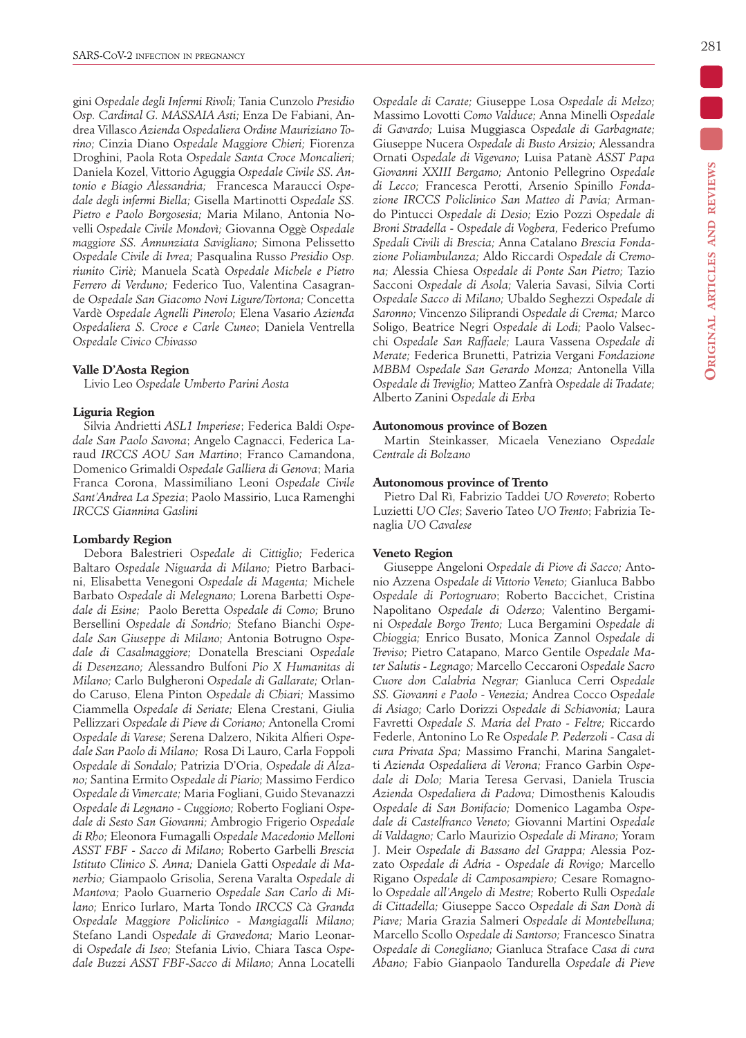gini *Ospedale degli Infermi Rivoli;* Tania Cunzolo *Presidio Osp. Cardinal G. MASSAIA Asti;* Enza De Fabiani, Andrea Villasco *Azienda Ospedaliera Ordine Mauriziano Torino;* Cinzia Diano *Ospedale Maggiore Chieri;* Fiorenza Droghini, Paola Rota *Ospedale Santa Croce Moncalieri;* Daniela Kozel, Vittorio Aguggia *Ospedale Civile SS. Antonio e Biagio Alessandria;* Francesca Maraucci *Ospedale degli infermi Biella;* Gisella Martinotti *Ospedale SS. Pietro e Paolo Borgosesia;* Maria Milano, Antonia Novelli *Ospedale Civile Mondovì;* Giovanna Oggè *Ospedale maggiore SS. Annunziata Savigliano;* Simona Pelissetto *Ospedale Civile di Ivrea;* Pasqualina Russo *Presidio Osp. riunito Ciriè;* Manuela Scatà *Ospedale Michele e Pietro Ferrero di Verduno;* Federico Tuo, Valentina Casagrande *Ospedale San Giacomo Novi Ligure/Tortona;* Concetta Vardè *Ospedale Agnelli Pinerolo;* Elena Vasario *Azienda Ospedaliera S. Croce e Carle Cuneo*; Daniela Ventrella *Ospedale Civico Chivasso*

**Valle D'Aosta Region**

Livio Leo *Ospedale Umberto Parini Aosta*

**Liguria Region**

Silvia Andrietti *ASL1 Imperiese*; Federica Baldi *Ospedale San Paolo Savona*; Angelo Cagnacci, Federica Laraud *IRCCS AOU San Martino*; Franco Camandona, Domenico Grimaldi *Ospedale Galliera di Genova*; Maria Franca Corona, Massimiliano Leoni *Ospedale Civile Sant'Andrea La Spezia*; Paolo Massirio, Luca Ramenghi *IRCCS Giannina Gaslini*

**Lombardy Region**

Debora Balestrieri *Ospedale di Cittiglio;* Federica Baltaro *Ospedale Niguarda di Milano;* Pietro Barbacini, Elisabetta Venegoni *Ospedale di Magenta;* Michele Barbato *Ospedale di Melegnano;* Lorena Barbetti *Ospedale di Esine;* Paolo Beretta *Ospedale di Como;* Bruno Bersellini *Ospedale di Sondrio;* Stefano Bianchi *Ospedale San Giuseppe di Milano;* Antonia Botrugno *Ospedale di Casalmaggiore;* Donatella Bresciani *Ospedale di Desenzano;* Alessandro Bulfoni *Pio X Humanitas di Milano;* Carlo Bulgheroni *Ospedale di Gallarate;* Orlando Caruso, Elena Pinton *Ospedale di Chiari;* Massimo Ciammella *Ospedale di Seriate;* Elena Crestani, Giulia Pellizzari *Ospedale di Pieve di Coriano;* Antonella Cromi *Ospedale di Varese;* Serena Dalzero, Nikita Alfieri *Ospedale San Paolo di Milano;* Rosa Di Lauro, Carla Foppoli *Ospedale di Sondalo;* Patrizia D'Oria, *Ospedale di Alzano;* Santina Ermito *Ospedale di Piario;* Massimo Ferdico *Ospedale di Vimercate;* Maria Fogliani, Guido Stevanazzi *Ospedale di Legnano - Cuggiono;* Roberto Fogliani *Ospedale di Sesto San Giovanni;* Ambrogio Frigerio *Ospedale di Rho;* Eleonora Fumagalli *Ospedale Macedonio Melloni ASST FBF - Sacco di Milano;* Roberto Garbelli *Brescia Istituto Clinico S. Anna;* Daniela Gatti *Ospedale di Manerbio;* Giampaolo Grisolia, Serena Varalta *Ospedale di Mantova;* Paolo Guarnerio *Ospedale San Carlo di Milano;* Enrico Iurlaro, Marta Tondo *IRCCS Cà Granda Ospedale Maggiore Policlinico - Mangiagalli Milano;* Stefano Landi *Ospedale di Gravedona;* Mario Leonardi *Ospedale di Iseo;* Stefania Livio, Chiara Tasca *Ospedale Buzzi ASST FBF-Sacco di Milano;* Anna Locatelli *Ospedale di Carate;* Giuseppe Losa *Ospedale di Melzo;* Massimo Lovotti *Como Valduce;* Anna Minelli *Ospedale di Gavardo;* Luisa Muggiasca *Ospedale di Garbagnate;* Giuseppe Nucera *Ospedale di Busto Arsizio;* Alessandra Ornati *Ospedale di Vigevano;* Luisa Patanè *ASST Papa Giovanni XXIII Bergamo;* Antonio Pellegrino *Ospedale di Lecco;* Francesca Perotti, Arsenio Spinillo *Fondazione IRCCS Policlinico San Matteo di Pavia;* Armando Pintucci *Ospedale di Desio;* Ezio Pozzi *Ospedale di Broni Stradella - Ospedale di Voghera,* Federico Prefumo *Spedali Civili di Brescia;* Anna Catalano *Brescia Fondazione Poliambulanza;* Aldo Riccardi *Ospedale di Cremona;* Alessia Chiesa *Ospedale di Ponte San Pietro;* Tazio Sacconi *Ospedale di Asola;* Valeria Savasi, Silvia Corti *Ospedale Sacco di Milano;* Ubaldo Seghezzi *Ospedale di Saronno;* Vincenzo Siliprandi *Ospedale di Crema;* Marco Soligo, Beatrice Negri *Ospedale di Lodi;* Paolo Valsecchi *Ospedale San Raffaele;* Laura Vassena *Ospedale di Merate;* Federica Brunetti, Patrizia Vergani *Fondazione MBBM Ospedale San Gerardo Monza;* Antonella Villa *Ospedale di Treviglio;* Matteo Zanfrà *Ospedale di Tradate;* Alberto Zanini *Ospedale di Erba*

**Autonomous province of Bozen**

Martin Steinkasser, Micaela Veneziano *Ospedale Centrale di Bolzano*

**Autonomous province of Trento**

Pietro Dal Rì, Fabrizio Taddei *UO Rovereto*; Roberto Luzietti *UO Cles*; Saverio Tateo *UO Trento*; Fabrizia Teneglia *UO Cavalese*

**Veneto Region**

Giuseppe Angeloni *Ospedale di Piove di Sacco;* Antonio Azzena *Ospedale di Vittorio Veneto;* Gianluca Babbo *Ospedale di Portogruaro;* Roberto Baccichet, Cristina Napolitano *Ospedale di Oderzo;* Valentino Bergamini *Ospedale Borgo Trento;* Luca Bergamini *Ospedale di Chioggia;* Enrico Busato, Monica Zannol *Ospedale di Treviso;* Pietro Catapano, Marco Gentile *Ospedale Mater Salutis - Legnago;* Marcello Ceccaroni *Ospedale Sacro Cuore don Calabria Negrar;* Gianluca Cerri *Ospedale SS. Giovanni e Paolo - Venezia;* Andrea Cocco *Ospedale di Asiago;* Carlo Dorizzi *Ospedale di Schiavonia;* Laura Favretti *Ospedale S. Maria del Prato - Feltre;* Riccardo Federle, Antonino Lo Re *Ospedale P. Pederzoli - Casa di cura Privata Spa;* Massimo Franchi, Marina Sangaletti *Azienda Ospedaliera di Verona;* Franco Garbin *Ospedale di Dolo;* Maria Teresa Gervasi, Daniela Truscia *Azienda Ospedaliera di Padova;* Dimosthenis Kaloudis *Ospedale di San Bonifacio;* Domenico Lagamba *Ospedale di Castelfranco Veneto;* Giovanni Martini *Ospedale di Valdagno;* Carlo Maurizio *Ospedale di Mirano;* Yoram J. Meir *Ospedale di Bassano del Grappa;* Alessia Pozzato *Ospedale di Adria - Ospedale di Rovigo;* Marcello Rigano *Ospedale di Camposampiero;* Cesare Romagnolo *Ospedale all'Angelo di Mestre;* Roberto Rulli *Ospedale di Cittadella;* Giuseppe Sacco *Ospedale di San Donà di Piave;* Maria Grazia Salmeri *Ospedale di Montebelluna;* Marcello Scollo *Ospedale di Santorso;* Francesco Sinatra *Ospedale di Conegliano;* Gianluca Straface *Casa di cura Abano;* Fabio Gianpaolo Tandurella *Ospedale di Pieve*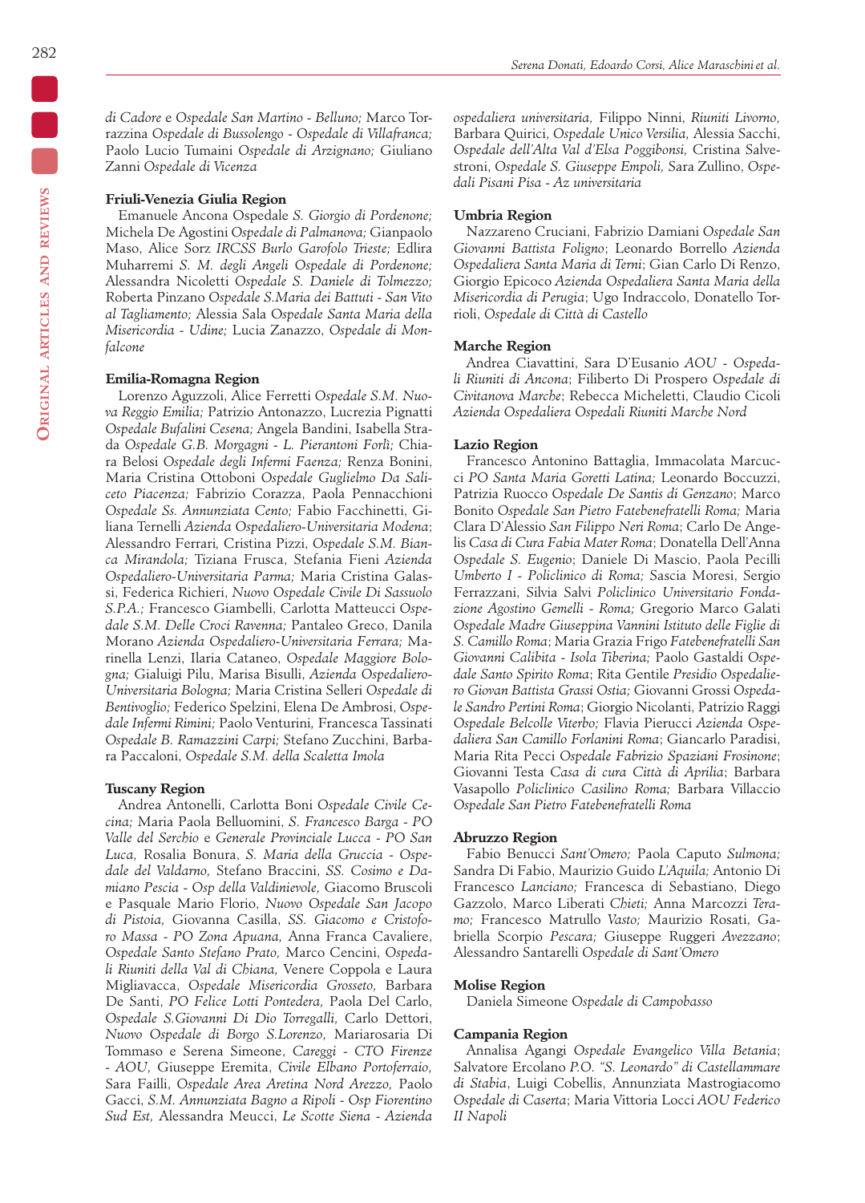*di Cadore* e *Ospedale San Martino - Belluno;* Marco Torrazzina *Ospedale di Bussolengo - Ospedale di Villafranca;* Paolo Lucio Tumaini *Ospedale di Arzignano;* Giuliano Zanni *Ospedale di Vicenza*

**Friuli-Venezia Giulia Region**

Emanuele Ancona Ospedale *S. Giorgio di Pordenone;* Michela De Agostini *Ospedale di Palmanova;* Gianpaolo Maso, Alice Sorz *IRCSS Burlo Garofolo Trieste;* Edlira Muharremi *S. M. degli Angeli Ospedale di Pordenone;* Alessandra Nicoletti *Ospedale S. Daniele di Tolmezzo;* Roberta Pinzano *Ospedale S.Maria dei Battuti - San Vito al Tagliamento;* Alessia Sala *Ospedale Santa Maria della Misericordia - Udine;* Lucia Zanazzo, *Ospedale di Monfalcone*

**Emilia-Romagna Region**

Lorenzo Aguzzoli, Alice Ferretti *Ospedale S.M. Nuova Reggio Emilia;* Patrizio Antonazzo, Lucrezia Pignatti *Ospedale Bufalini Cesena;* Angela Bandini, Isabella Strada *Ospedale G.B. Morgagni - L. Pierantoni Forlì;* Chiara Belosi *Ospedale degli Infermi Faenza;* Renza Bonini, Maria Cristina Ottoboni *Ospedale Guglielmo Da Saliceto Piacenza;* Fabrizio Corazza, Paola Pennacchioni *Ospedale Ss. Annunziata Cento;* Fabio Facchinetti, Giliana Ternelli *Azienda Ospedaliero-Universitaria Modena*; Alessandro Ferrari, Cristina Pizzi, *Ospedale S.M. Bianca Mirandola;* Tiziana Frusca, Stefania Fieni *Azienda Ospedaliero-Universitaria Parma;* Maria Cristina Galassi, Federica Richieri, *Nuovo Ospedale Civile Di Sassuolo S.P.A.;* Francesco Giambelli, Carlotta Matteucci *Ospedale S.M. Delle Croci Ravenna;* Pantaleo Greco, Danila Morano *Azienda Ospedaliero-Universitaria Ferrara;* Marinella Lenzi, Ilaria Cataneo, *Ospedale Maggiore Bologna;* Gialuigi Pilu, Marisa Bisulli, *Azienda Ospedaliero-Universitaria Bologna;* Maria Cristina Selleri *Ospedale di Bentivoglio;* Federico Spelzini, Elena De Ambrosi, *Ospedale Infermi Rimini;* Paolo Venturini, Francesca Tassinati *Ospedale B. Ramazzini Carpi;* Stefano Zucchini, Barbara Paccaloni, *Ospedale S.M. della Scaletta Imola*

**Tuscany Region**

Andrea Antonelli, Carlotta Boni *Ospedale Civile Cecina;* Maria Paola Belluomini, *S. Francesco Barga - PO Valle del Serchio* e *Generale Provinciale Lucca - PO San Luca,* Rosalia Bonura, *S. Maria della Gruccia - Ospedale del Valdarno,* Stefano Braccini, *SS. Cosimo e Damiano Pescia - Osp della Valdinievole,* Giacomo Bruscoli e Pasquale Mario Florio, *Nuovo Ospedale San Jacopo di Pistoia,* Giovanna Casilla, *SS. Giacomo e Cristoforo Massa - PO Zona Apuana,* Anna Franca Cavaliere, *Ospedale Santo Stefano Prato,* Marco Cencini, *Ospedali Riuniti della Val di Chiana,* Venere Coppola e Laura Migliavacca, *Ospedale Misericordia Grosseto,* Barbara De Santi, *PO Felice Lotti Pontedera,* Paola Del Carlo, *Ospedale S.Giovanni Di Dio Torregalli,* Carlo Dettori, *Nuovo Ospedale di Borgo S.Lorenzo,* Mariarosaria Di Tommaso e Serena Simeone, *Careggi - CTO Firenze - AOU,* Giuseppe Eremita, *Civile Elbano Portoferraio,* Sara Failli, *Ospedale Area Aretina Nord Arezzo,* Paolo Gacci, *S.M. Annunziata Bagno a Ripoli - Osp Fiorentino Sud Est,* Alessandra Meucci, *Le Scotte Siena - Azienda ospedaliera universitaria,* Filippo Ninni, *Riuniti Livorno,* Barbara Quirici, *Ospedale Unico Versilia,* Alessia Sacchi, *Ospedale dell'Alta Val d'Elsa Poggibonsi,* Cristina Salvestroni, *Ospedale S. Giuseppe Empoli,* Sara Zullino, *Ospedali Pisani Pisa - Az universitaria*

**Umbria Region**

Nazzareno Cruciani, Fabrizio Damiani *Ospedale San Giovanni Battista Foligno*; Leonardo Borrello *Azienda Ospedaliera Santa Maria di Terni*; Gian Carlo Di Renzo, Giorgio Epicoco *Azienda Ospedaliera Santa Maria della Misericordia di Perugia*; Ugo Indraccolo, Donatello Torrioli, *Ospedale di Città di Castello*

**Marche Region**

Andrea Ciavattini, Sara D'Eusanio *AOU - Ospedali Riuniti di Ancona*; Filiberto Di Prospero *Ospedale di Civitanova Marche*; Rebecca Micheletti, Claudio Cicoli *Azienda Ospedaliera Ospedali Riuniti Marche Nord*

**Lazio Region**

Francesco Antonino Battaglia, Immacolata Marcucci *PO Santa Maria Goretti Latina;* Leonardo Boccuzzi, Patrizia Ruocco *Ospedale De Santis di Genzano*; Marco Bonito *Ospedale San Pietro Fatebenefratelli Roma;* Maria Clara D'Alessio *San Filippo Neri Roma*; Carlo De Angelis *Casa di Cura Fabia Mater Roma*; Donatella Dell'Anna *Ospedale S. Eugenio*; Daniele Di Mascio, Paola Pecilli *Umberto I - Policlinico di Roma;* Sascia Moresi, Sergio Ferrazzani, Silvia Salvi *Policlinico Universitario Fondazione Agostino Gemelli - Roma;* Gregorio Marco Galati *Ospedale Madre Giuseppina Vannini Istituto delle Figlie di S. Camillo Roma*; Maria Grazia Frigo *Fatebenefratelli San Giovanni Calibita - Isola Tiberina;* Paolo Gastaldi *Ospedale Santo Spirito Roma*; Rita Gentile *Presidio Ospedaliero Giovan Battista Grassi Ostia;* Giovanni Grossi *Ospedale Sandro Pertini Roma*; Giorgio Nicolanti, Patrizio Raggi *Ospedale Belcolle Viterbo;* Flavia Pierucci *Azienda Ospedaliera San Camillo Forlanini Roma*; Giancarlo Paradisi, Maria Rita Pecci *Ospedale Fabrizio Spaziani Frosinone*; Giovanni Testa *Casa di cura Città di Aprilia*; Barbara Vasapollo *Policlinico Casilino Roma;* Barbara Villaccio *Ospedale San Pietro Fatebenefratelli Roma*

**Abruzzo Region**

Fabio Benucci *Sant'Omero;* Paola Caputo *Sulmona;* Sandra Di Fabio, Maurizio Guido *L'Aquila;* Antonio Di Francesco *Lanciano;* Francesca di Sebastiano, Diego Gazzolo, Marco Liberati *Chieti;* Anna Marcozzi *Teramo;* Francesco Matrullo *Vasto;* Maurizio Rosati, Gabriella Scorpio *Pescara;* Giuseppe Ruggeri *Avezzano*; Alessandro Santarelli *Ospedale di Sant'Omero*

**Molise Region**

Daniela Simeone *Ospedale di Campobasso*

**Campania Region**

Annalisa Agangi *Ospedale Evangelico Villa Betania*; Salvatore Ercolano *P.O. "S. Leonardo" di Castellammare di Stabia*, Luigi Cobellis, Annunziata Mastrogiacomo *Ospedale di Caserta*; Maria Vittoria Locci *AOU Federico II Napoli*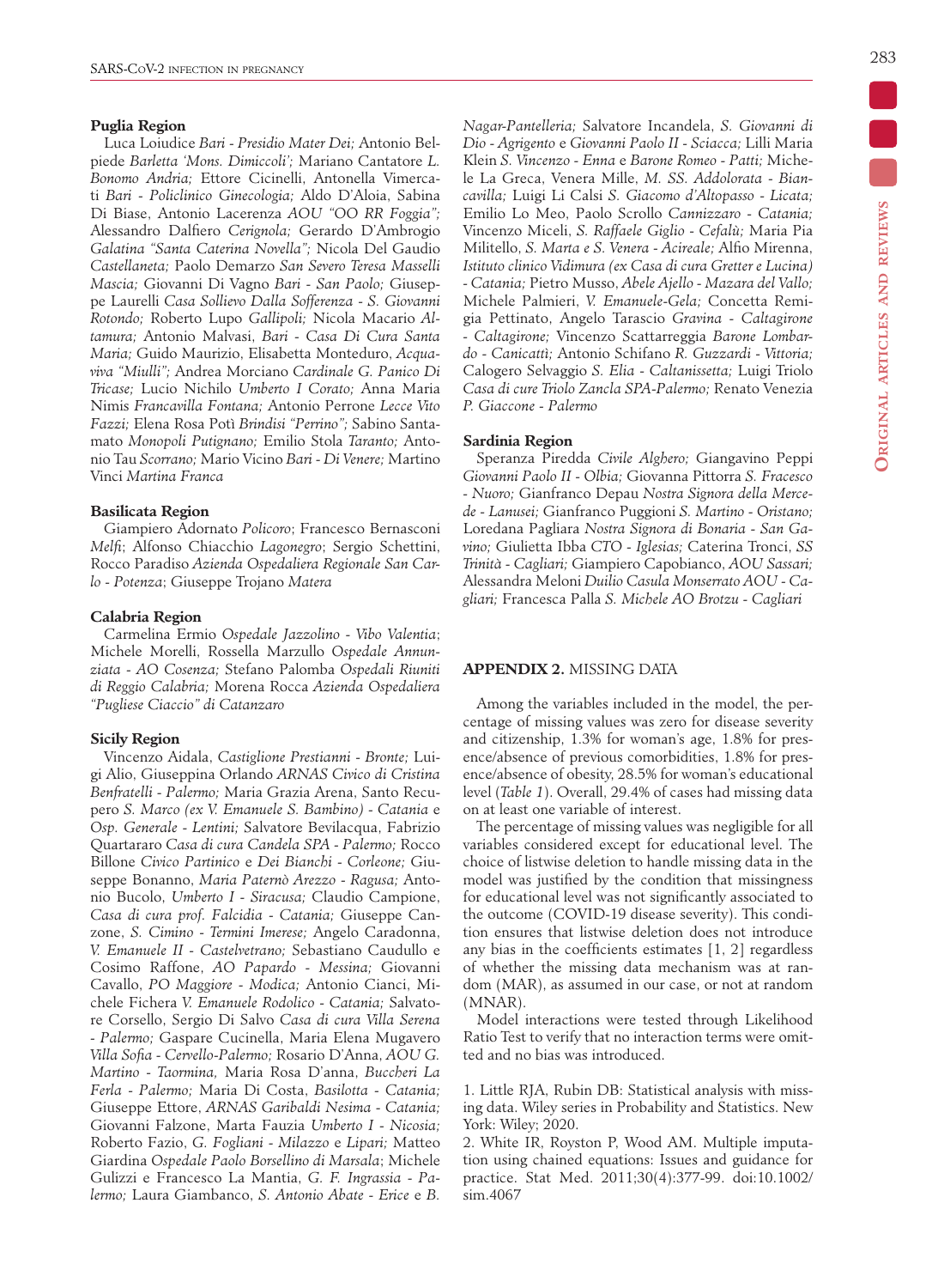**Puglia Region**

Luca Loiudice *Bari - Presidio Mater Dei;* Antonio Belpiede *Barletta 'Mons. Dimiccoli';* Mariano Cantatore *L. Bonomo Andria;* Ettore Cicinelli, Antonella Vimercati *Bari - Policlinico Ginecologia;* Aldo D'Aloia, Sabina Di Biase, Antonio Lacerenza *AOU "OO RR Foggia";* Alessandro Dalfiero *Cerignola;* Gerardo D'Ambrogio *Galatina "Santa Caterina Novella";* Nicola Del Gaudio *Castellaneta;* Paolo Demarzo *San Severo Teresa Masselli Mascia;* Giovanni Di Vagno *Bari - San Paolo;* Giuseppe Laurelli *Casa Sollievo Dalla Sofferenza - S. Giovanni Rotondo;* Roberto Lupo *Gallipoli;* Nicola Macario *Altamura;* Antonio Malvasi, *Bari - Casa Di Cura Santa Maria;* Guido Maurizio, Elisabetta Monteduro, *Acquaviva "Miulli";* Andrea Morciano *Cardinale G. Panico Di Tricase;* Lucio Nichilo *Umberto I Corato;* Anna Maria Nimis *Francavilla Fontana;* Antonio Perrone *Lecce Vito Fazzi;* Elena Rosa Potì *Brindisi "Perrino";* Sabino Santamato *Monopoli Putignano;* Emilio Stola *Taranto;* Antonio Tau *Scorrano;* Mario Vicino *Bari - Di Venere;* Martino Vinci *Martina Franca*

**Basilicata Region**

Giampiero Adornato *Policoro*; Francesco Bernasconi *Melfi*; Alfonso Chiacchio *Lagonegro*; Sergio Schettini, Rocco Paradiso *Azienda Ospedaliera Regionale San Carlo - Potenza*; Giuseppe Trojano *Matera*

**Calabria Region**

Carmelina Ermio *Ospedale Jazzolino - Vibo Valentia*; Michele Morelli, Rossella Marzullo *Ospedale Annunziata - AO Cosenza;* Stefano Palomba *Ospedali Riuniti di Reggio Calabria;* Morena Rocca *Azienda Ospedaliera "Pugliese Ciaccio" di Catanzaro*

**Sicily Region**

Vincenzo Aidala, *Castiglione Prestianni - Bronte;* Luigi Alio, Giuseppina Orlando *ARNAS Civico di Cristina Benfratelli - Palermo;* Maria Grazia Arena, Santo Recupero *S. Marco (ex V. Emanuele S. Bambino) - Catania* e *Osp. Generale - Lentini;* Salvatore Bevilacqua, Fabrizio Quartararo *Casa di cura Candela SPA - Palermo;* Rocco Billone *Civico Partinico* e *Dei Bianchi - Corleone;* Giuseppe Bonanno, *Maria Paternò Arezzo - Ragusa;* Antonio Bucolo, *Umberto I - Siracusa;* Claudio Campione, *Casa di cura prof. Falcidia - Catania;* Giuseppe Canzone, *S. Cimino - Termini Imerese;* Angelo Caradonna, *V. Emanuele II - Castelvetrano;* Sebastiano Caudullo e Cosimo Raffone, *AO Papardo - Messina;* Giovanni Cavallo, *PO Maggiore - Modica;* Antonio Cianci, Michele Fichera *V. Emanuele Rodolico - Catania;* Salvatore Corsello, Sergio Di Salvo *Casa di cura Villa Serena - Palermo;* Gaspare Cucinella, Maria Elena Mugavero *Villa Sofia - Cervello-Palermo;* Rosario D'Anna, *AOU G. Martino - Taormina,* Maria Rosa D'anna, *Buccheri La Ferla - Palermo;* Maria Di Costa, *Basilotta - Catania;* Giuseppe Ettore, *ARNAS Garibaldi Nesima - Catania;* Giovanni Falzone, Marta Fauzia *Umberto I - Nicosia;* Roberto Fazio, *G. Fogliani - Milazzo* e *Lipari;* Matteo Giardina *Ospedale Paolo Borsellino di Marsala*; Michele Gulizzi e Francesco La Mantia, *G. F. Ingrassia - Palermo;* Laura Giambanco, *S. Antonio Abate - Erice* e *B. Nagar-Pantelleria;* Salvatore Incandela, *S. Giovanni di Dio - Agrigento* e *Giovanni Paolo II - Sciacca;* Lilli Maria Klein *S. Vincenzo - Enna* e *Barone Romeo - Patti;* Michele La Greca, Venera Mille, *M. SS. Addolorata - Biancavilla;* Luigi Li Calsi *S. Giacomo d'Altopasso - Licata;* Emilio Lo Meo, Paolo Scrollo *Cannizzaro - Catania;* Vincenzo Miceli, *S. Raffaele Giglio - Cefalù;* Maria Pia Militello, *S. Marta e S. Venera - Acireale;* Alfio Mirenna, *Istituto clinico Vidimura (ex Casa di cura Gretter e Lucina) - Catania;* Pietro Musso, *Abele Ajello - Mazara del Vallo;* Michele Palmieri, *V. Emanuele-Gela;* Concetta Remigia Pettinato, Angelo Tarascio *Gravina - Caltagirone - Caltagirone;* Vincenzo Scattarreggia *Barone Lombardo - Canicattì;* Antonio Schifano *R. Guzzardi - Vittoria;* Calogero Selvaggio *S. Elia - Caltanissetta;* Luigi Triolo *Casa di cure Triolo Zancla SPA-Palermo;* Renato Venezia *P. Giaccone - Palermo*

**Sardinia Region**

Speranza Piredda *Civile Alghero;* Giangavino Peppi *Giovanni Paolo II - Olbia;* Giovanna Pittorra *S. Fracesco - Nuoro;* Gianfranco Depau *Nostra Signora della Mercede - Lanusei;* Gianfranco Puggioni *S. Martino - Oristano;* Loredana Pagliara *Nostra Signora di Bonaria - San Gavino;* Giulietta Ibba *CTO - Iglesias;* Caterina Tronci, *SS Trinità - Cagliari;* Giampiero Capobianco, *AOU Sassari;* Alessandra Meloni *Duilio Casula Monserrato AOU - Cagliari;* Francesca Palla *S. Michele AO Brotzu - Cagliari*

## APPENDIX 2. MISSING DATA

Among the variables included in the model, the percentage of missing values was zero for disease severity and citizenship, 1.3% for woman's age, 1.8% for presence/absence of previous comorbidities, 1.8% for presence/absence of obesity, 28.5% for woman's educational level (*Table 1*). Overall, 29.4% of cases had missing data on at least one variable of interest.

The percentage of missing values was negligible for all variables considered except for educational level. The choice of listwise deletion to handle missing data in the model was justified by the condition that missingness for educational level was not significantly associated to the outcome (COVID-19 disease severity). This condition ensures that listwise deletion does not introduce any bias in the coefficients estimates [1, 2] regardless of whether the missing data mechanism was at random (MAR), as assumed in our case, or not at random (MNAR).

Model interactions were tested through Likelihood Ratio Test to verify that no interaction terms were omitted and no bias was introduced.

1. Little RJA, Rubin DB: Statistical analysis with missing data. Wiley series in Probability and Statistics. New York: Wiley; 2020.
2. White IR, Royston P, Wood AM. Multiple imputation using chained equations: Issues and guidance for practice. Stat Med. 2011;30(4):377-99. doi:10.1002/sim.4067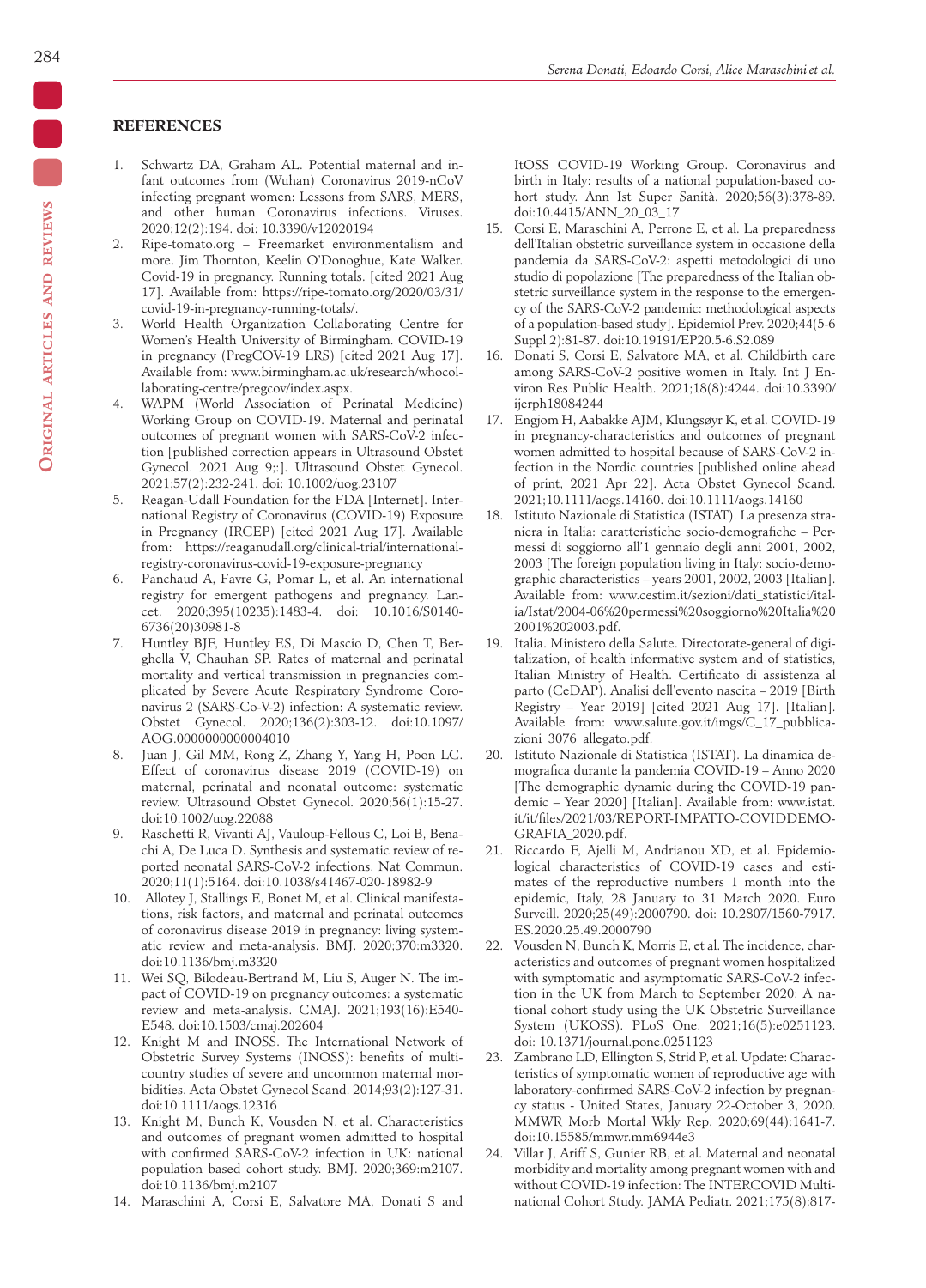## REFERENCES

1. Schwartz DA, Graham AL. Potential maternal and infant outcomes from (Wuhan) Coronavirus 2019-nCoV infecting pregnant women: Lessons from SARS, MERS, and other human Coronavirus infections. Viruses. 2020;12(2):194. doi: 10.3390/v12020194
2. Ripe-tomato.org – Freemarket environmentalism and more. Jim Thornton, Keelin O'Donoghue, Kate Walker. Covid-19 in pregnancy. Running totals. [cited 2021 Aug 17]. Available from: https://ripe-tomato.org/2020/03/31/covid-19-in-pregnancy-running-totals/.
3. World Health Organization Collaborating Centre for Women's Health University of Birmingham. COVID-19 in pregnancy (PregCOV-19 LRS) [cited 2021 Aug 17]. Available from: www.birmingham.ac.uk/research/whocollaborating-centre/pregcov/index.aspx.
4. WAPM (World Association of Perinatal Medicine) Working Group on COVID-19. Maternal and perinatal outcomes of pregnant women with SARS-CoV-2 infection [published correction appears in Ultrasound Obstet Gynecol. 2021 Aug 9;:]. Ultrasound Obstet Gynecol. 2021;57(2):232-241. doi: 10.1002/uog.23107
5. Reagan-Udall Foundation for the FDA [Internet]. International Registry of Coronavirus (COVID-19) Exposure in Pregnancy (IRCEP) [cited 2021 Aug 17]. Available from: https://reaganudall.org/clinical-trial/international-registry-coronavirus-covid-19-exposure-pregnancy
6. Panchaud A, Favre G, Pomar L, et al. An international registry for emergent pathogens and pregnancy. Lancet. 2020;395(10235):1483-4. doi: 10.1016/S0140-6736(20)30981-8
7. Huntley BJF, Huntley ES, Di Mascio D, Chen T, Berghella V, Chauhan SP. Rates of maternal and perinatal mortality and vertical transmission in pregnancies complicated by Severe Acute Respiratory Syndrome Coronavirus 2 (SARS-Co-V-2) infection: A systematic review. Obstet Gynecol. 2020;136(2):303-12. doi:10.1097/AOG.0000000000004010
8. Juan J, Gil MM, Rong Z, Zhang Y, Yang H, Poon LC. Effect of coronavirus disease 2019 (COVID-19) on maternal, perinatal and neonatal outcome: systematic review. Ultrasound Obstet Gynecol. 2020;56(1):15-27. doi:10.1002/uog.22088
9. Raschetti R, Vivanti AJ, Vauloup-Fellous C, Loi B, Benachi A, De Luca D. Synthesis and systematic review of reported neonatal SARS-CoV-2 infections. Nat Commun. 2020;11(1):5164. doi:10.1038/s41467-020-18982-9
10. Allotey J, Stallings E, Bonet M, et al. Clinical manifestations, risk factors, and maternal and perinatal outcomes of coronavirus disease 2019 in pregnancy: living systematic review and meta-analysis. BMJ. 2020;370:m3320. doi:10.1136/bmj.m3320
11. Wei SQ, Bilodeau-Bertrand M, Liu S, Auger N. The impact of COVID-19 on pregnancy outcomes: a systematic review and meta-analysis. CMAJ. 2021;193(16):E540-E548. doi:10.1503/cmaj.202604
12. Knight M and INOSS. The International Network of Obstetric Survey Systems (INOSS): benefits of multicountry studies of severe and uncommon maternal morbidities. Acta Obstet Gynecol Scand. 2014;93(2):127-31. doi:10.1111/aogs.12316
13. Knight M, Bunch K, Vousden N, et al. Characteristics and outcomes of pregnant women admitted to hospital with confirmed SARS-CoV-2 infection in UK: national population based cohort study. BMJ. 2020;369:m2107. doi:10.1136/bmj.m2107
14. Maraschini A, Corsi E, Salvatore MA, Donati S and ItOSS COVID-19 Working Group. Coronavirus and birth in Italy: results of a national population-based cohort study. Ann Ist Super Sanità. 2020;56(3):378-89. doi:10.4415/ANN_20_03_17
15. Corsi E, Maraschini A, Perrone E, et al. La preparedness dell'Italian obstetric surveillance system in occasione della pandemia da SARS-CoV-2: aspetti metodologici di uno studio di popolazione [The preparedness of the Italian obstetric surveillance system in the response to the emergency of the SARS-CoV-2 pandemic: methodological aspects of a population-based study]. Epidemiol Prev. 2020;44(5-6 Suppl 2):81-87. doi:10.19191/EP20.5-6.S2.089
16. Donati S, Corsi E, Salvatore MA, et al. Childbirth care among SARS-CoV-2 positive women in Italy. Int J Environ Res Public Health. 2021;18(8):4244. doi:10.3390/ijerph18084244
17. Engjom H, Aabakke AJM, Klungsøyr K, et al. COVID-19 in pregnancy-characteristics and outcomes of pregnant women admitted to hospital because of SARS-CoV-2 infection in the Nordic countries [published online ahead of print, 2021 Apr 22]. Acta Obstet Gynecol Scand. 2021;10.1111/aogs.14160. doi:10.1111/aogs.14160
18. Istituto Nazionale di Statistica (ISTAT). La presenza straniera in Italia: caratteristiche socio-demografiche – Permessi di soggiorno all'1 gennaio degli anni 2001, 2002, 2003 [The foreign population living in Italy: socio-demographic characteristics – years 2001, 2002, 2003 [Italian]. Available from: www.cestim.it/sezioni/dati_statistici/italia/Istat/2004-06%20permessi%20soggiorno%20Italia%202001%202003.pdf.
19. Italia. Ministero della Salute. Directorate-general of digitalization, of health informative system and of statistics, Italian Ministry of Health. Certificato di assistenza al parto (CeDAP). Analisi dell'evento nascita – 2019 [Birth Registry – Year 2019] [cited 2021 Aug 17]. [Italian]. Available from: www.salute.gov.it/imgs/C_17_pubblicazioni_3076_allegato.pdf.
20. Istituto Nazionale di Statistica (ISTAT). La dinamica demografica durante la pandemia COVID-19 – Anno 2020 [The demographic dynamic during the COVID-19 pandemic – Year 2020] [Italian]. Available from: www.istat.it/it/files/2021/03/REPORT-IMPATTO-COVIDDEMOGRAFIA_2020.pdf.
21. Riccardo F, Ajelli M, Andrianou XD, et al. Epidemiological characteristics of COVID-19 cases and estimates of the reproductive numbers 1 month into the epidemic, Italy, 28 January to 31 March 2020. Euro Surveill. 2020;25(49):2000790. doi: 10.2807/1560-7917.ES.2020.25.49.2000790
22. Vousden N, Bunch K, Morris E, et al. The incidence, characteristics and outcomes of pregnant women hospitalized with symptomatic and asymptomatic SARS-CoV-2 infection in the UK from March to September 2020: A national cohort study using the UK Obstetric Surveillance System (UKOSS). PLoS One. 2021;16(5):e0251123. doi: 10.1371/journal.pone.0251123
23. Zambrano LD, Ellington S, Strid P, et al. Update: Characteristics of symptomatic women of reproductive age with laboratory-confirmed SARS-CoV-2 infection by pregnancy status - United States, January 22-October 3, 2020. MMWR Morb Mortal Wkly Rep. 2020;69(44):1641-7. doi:10.15585/mmwr.mm6944e3
24. Villar J, Ariff S, Gunier RB, et al. Maternal and neonatal morbidity and mortality among pregnant women with and without COVID-19 infection: The INTERCOVID Multinational Cohort Study. JAMA Pediatr. 2021;175(8):817-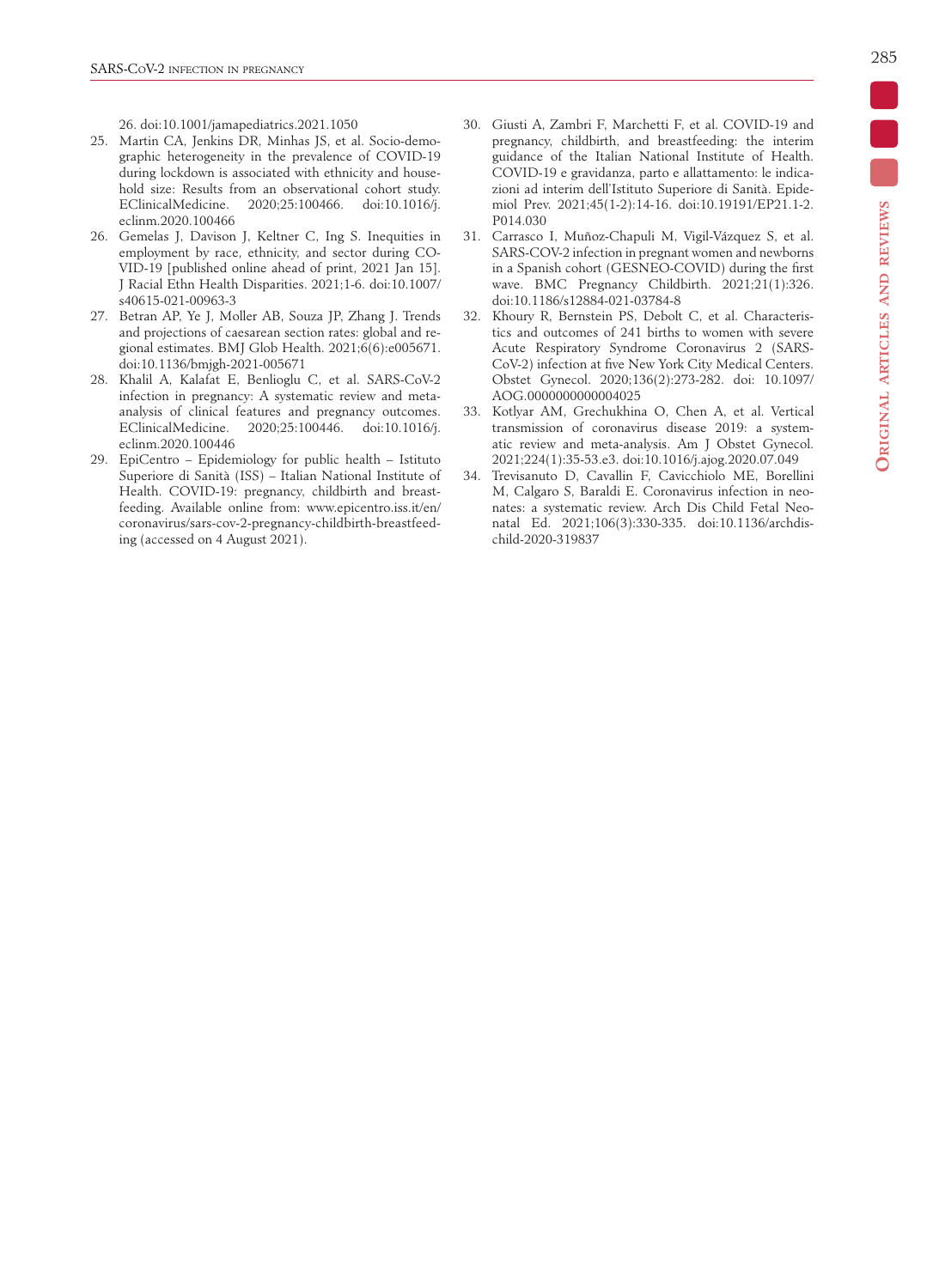26. doi:10.1001/jamapediatrics.2021.1050

25. Martin CA, Jenkins DR, Minhas JS, et al. Socio-demographic heterogeneity in the prevalence of COVID-19 during lockdown is associated with ethnicity and household size: Results from an observational cohort study. EClinicalMedicine. 2020;25:100466. doi:10.1016/j.eclinm.2020.100466
26. Gemelas J, Davison J, Keltner C, Ing S. Inequities in employment by race, ethnicity, and sector during COVID-19 [published online ahead of print, 2021 Jan 15]. J Racial Ethn Health Disparities. 2021;1-6. doi:10.1007/s40615-021-00963-3
27. Betran AP, Ye J, Moller AB, Souza JP, Zhang J. Trends and projections of caesarean section rates: global and regional estimates. BMJ Glob Health. 2021;6(6):e005671. doi:10.1136/bmjgh-2021-005671
28. Khalil A, Kalafat E, Benlioglu C, et al. SARS-CoV-2 infection in pregnancy: A systematic review and meta-analysis of clinical features and pregnancy outcomes. EClinicalMedicine. 2020;25:100446. doi:10.1016/j.eclinm.2020.100446
29. EpiCentro – Epidemiology for public health – Istituto Superiore di Sanità (ISS) – Italian National Institute of Health. COVID-19: pregnancy, childbirth and breastfeeding. Available online from: www.epicentro.iss.it/en/coronavirus/sars-cov-2-pregnancy-childbirth-breastfeeding (accessed on 4 August 2021).
30. Giusti A, Zambri F, Marchetti F, et al. COVID-19 and pregnancy, childbirth, and breastfeeding: the interim guidance of the Italian National Institute of Health. COVID-19 e gravidanza, parto e allattamento: le indicazioni ad interim dell'Istituto Superiore di Sanità. Epidemiol Prev. 2021;45(1-2):14-16. doi:10.19191/EP21.1-2.P014.030
31. Carrasco I, Muñoz-Chapuli M, Vigil-Vázquez S, et al. SARS-COV-2 infection in pregnant women and newborns in a Spanish cohort (GESNEO-COVID) during the first wave. BMC Pregnancy Childbirth. 2021;21(1):326. doi:10.1186/s12884-021-03784-8
32. Khoury R, Bernstein PS, Debolt C, et al. Characteristics and outcomes of 241 births to women with severe Acute Respiratory Syndrome Coronavirus 2 (SARS-CoV-2) infection at five New York City Medical Centers. Obstet Gynecol. 2020;136(2):273-282. doi: 10.1097/AOG.0000000000004025
33. Kotlyar AM, Grechukhina O, Chen A, et al. Vertical transmission of coronavirus disease 2019: a systematic review and meta-analysis. Am J Obstet Gynecol. 2021;224(1):35-53.e3. doi:10.1016/j.ajog.2020.07.049
34. Trevisanuto D, Cavallin F, Cavicchiolo ME, Borellini M, Calgaro S, Baraldi E. Coronavirus infection in neonates: a systematic review. Arch Dis Child Fetal Neonatal Ed. 2021;106(3):330-335. doi:10.1136/archdischild-2020-319837